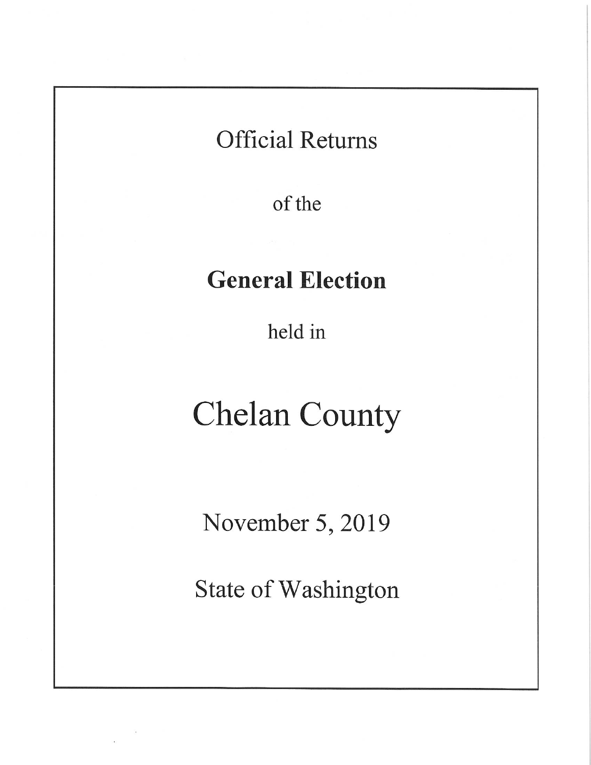Official Returns

of the

# General Election

held in

# Chelan County

November 5, 2019

State of Washington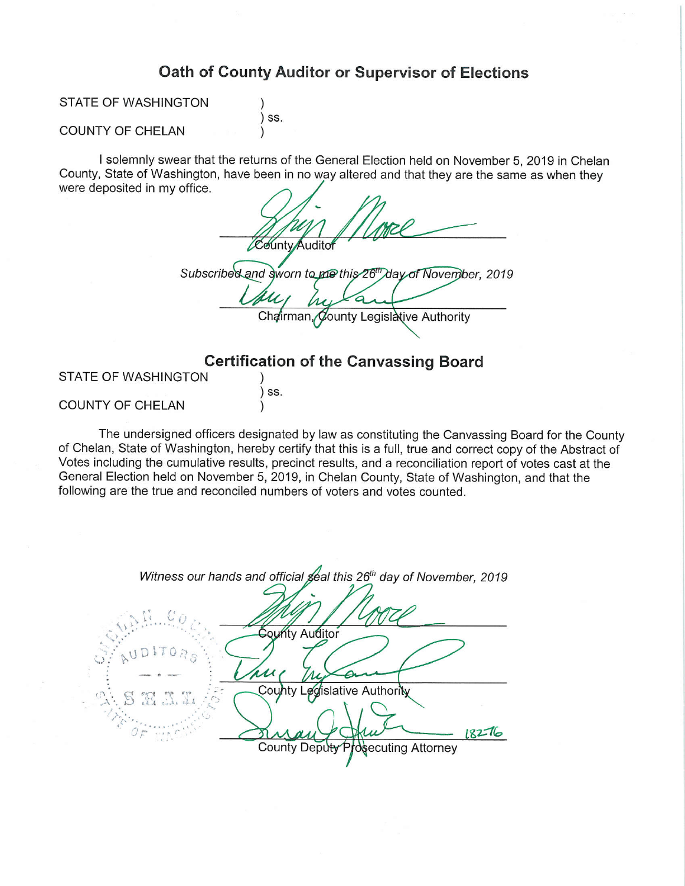## Oath of County Auditor or Supervisor of Elections

STATE OF WASHINGTON )
) ss.
COUNTY OF CHELAN )

I solemnly swear that the returns of the General Election held on November 5, 2019 in Chelan County, State of Washington, have been in no way altered and that they are the same as when they were deposited in my office.

County Auditor

*Subscribed and sworn to me this 26th day of November, 2019*

Chairman, County Legislative Authority

## Certification of the Canvassing Board

STATE OF WASHINGTON )
) ss.
COUNTY OF CHELAN )

The undersigned officers designated by law as constituting the Canvassing Board for the County of Chelan, State of Washington, hereby certify that this is a full, true and correct copy of the Abstract of Votes including the cumulative results, precinct results, and a reconciliation report of votes cast at the General Election held on November 5, 2019, in Chelan County, State of Washington, and that the following are the true and reconciled numbers of voters and votes counted.

*Witness our hands and official seal this 26th day of November, 2019*

County Auditor

County Legislative Authority

18276

County Deputy Prosecuting Attorney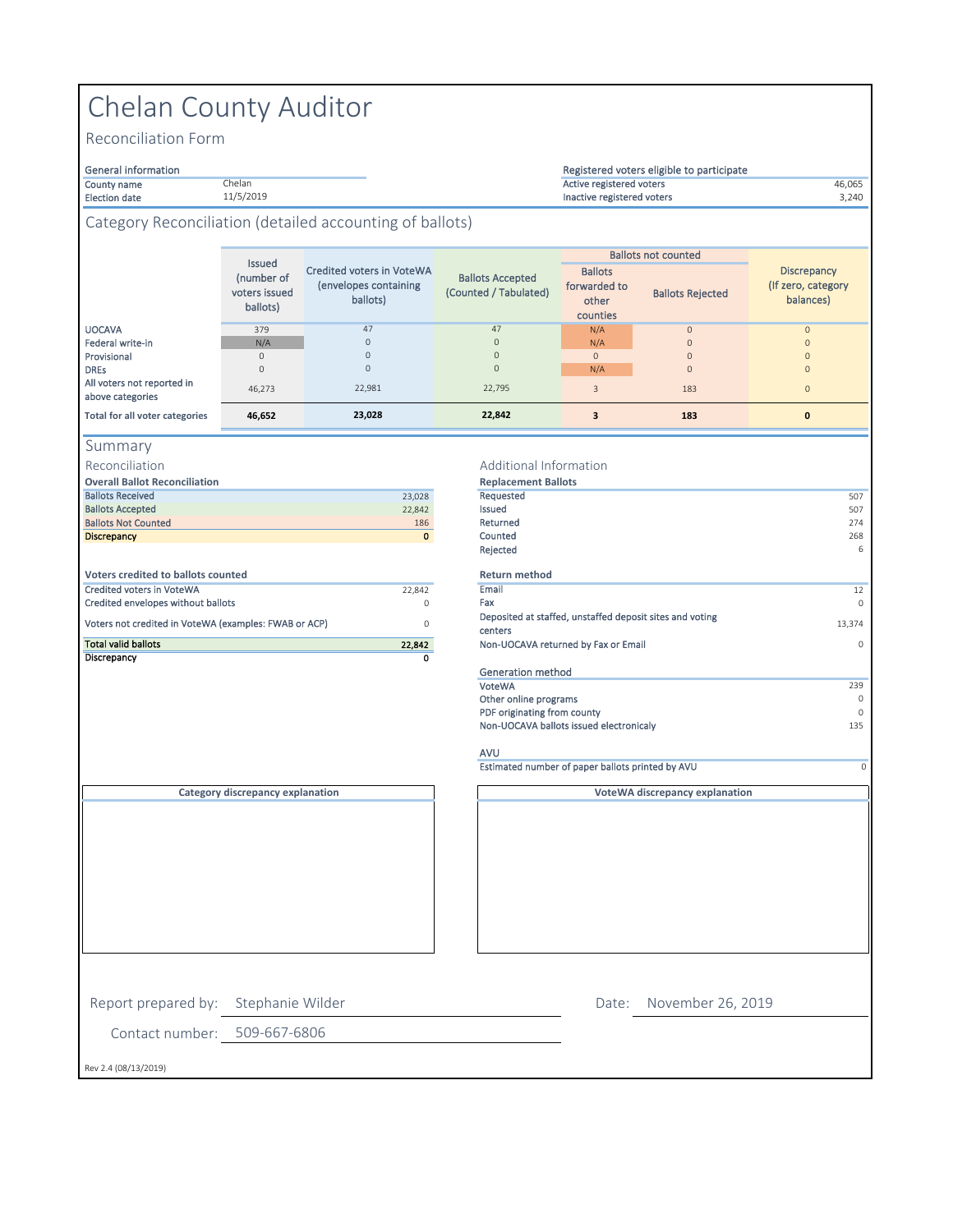# Chelan County Auditor

## Reconciliation Form

| General information | |
|---|---|
| County name | Chelan |
| Election date | 11/5/2019 |

| Registered voters eligible to participate | |
|---|---|
| Active registered voters | 46,065 |
| Inactive registered voters | 3,240 |

## Category Reconciliation (detailed accounting of ballots)

| | Issued (number of voters issued ballots) | Credited voters in VoteWA (envelopes containing ballots) | Ballots Accepted (Counted / Tabulated) | Ballots not counted | | Discrepancy (If zero, category balances) |
|---|---|---|---|---|---|---|
| | | | | Ballots forwarded to other counties | Ballots Rejected | |
| UOCAVA | 379 | 47 | 47 | N/A | 0 | 0 |
| Federal write-in | N/A | 0 | 0 | N/A | 0 | 0 |
| Provisional | 0 | 0 | 0 | 0 | 0 | 0 |
| DREs | 0 | 0 | 0 | N/A | 0 | 0 |
| All voters not reported in above categories | 46,273 | 22,981 | 22,795 | 3 | 183 | 0 |
| **Total for all voter categories** | **46,652** | **23,028** | **22,842** | **3** | **183** | **0** |

## Summary

### Reconciliation

| Overall Ballot Reconciliation | |
|---|---|
| Ballots Received | 23,028 |
| Ballots Accepted | 22,842 |
| Ballots Not Counted | 186 |
| Discrepancy | 0 |

| Voters credited to ballots counted | |
|---|---|
| Credited voters in VoteWA | 22,842 |
| Credited envelopes without ballots | 0 |
| Voters not credited in VoteWA (examples: FWAB or ACP) | 0 |
| Total valid ballots | 22,842 |
| Discrepancy | 0 |

### Additional Information

| Replacement Ballots | |
|---|---|
| Requested | 507 |
| Issued | 507 |
| Returned | 274 |
| Counted | 268 |
| Rejected | 6 |

| Return method | |
|---|---|
| Email | 12 |
| Fax | 0 |
| Deposited at staffed, unstaffed deposit sites and voting centers | 13,374 |
| Non-UOCAVA returned by Fax or Email | 0 |

| Generation method | |
|---|---|
| VoteWA | 239 |
| Other online programs | 0 |
| PDF originating from county | 0 |
| Non-UOCAVA ballots issued electronicaly | 135 |

| AVU | |
|---|---|
| Estimated number of paper ballots printed by AVU | 0 |

**Category discrepancy explanation**

**VoteWA discrepancy explanation**

Report prepared by: Stephanie Wilder

Date: November 26, 2019

Contact number: 509-667-6806

Rev 2.4 (08/13/2019)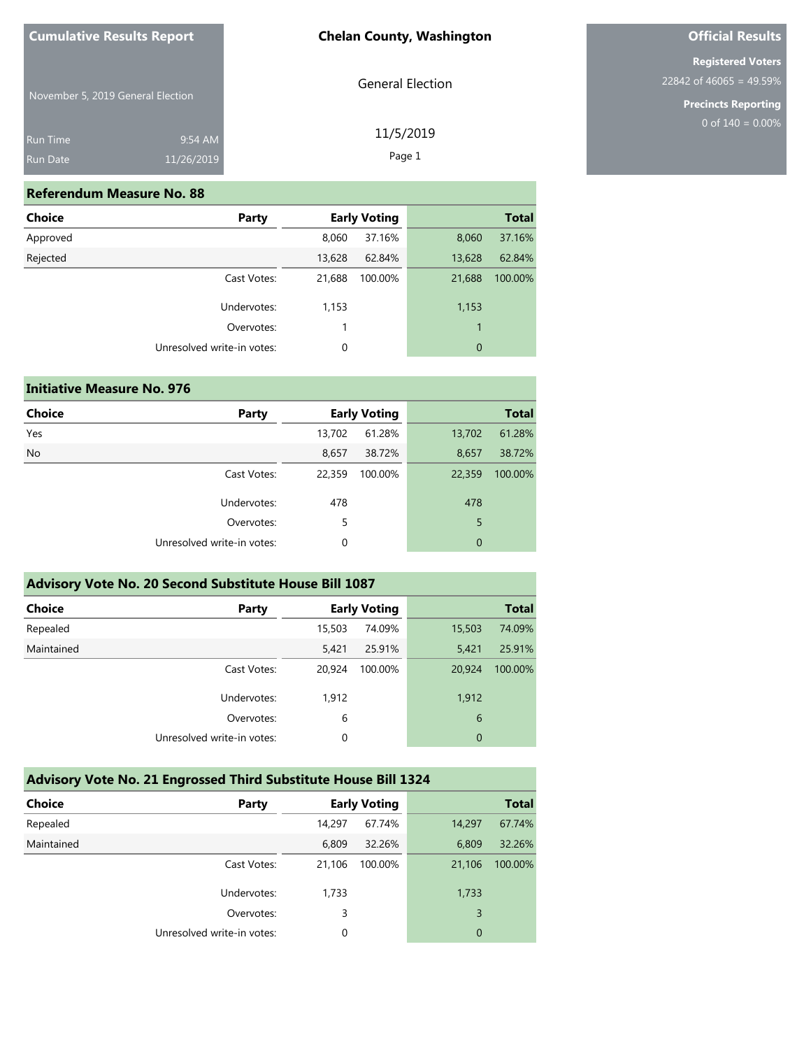**Cumulative Results Report**

November 5, 2019 General Election

Run Time 9:54 AM
Run Date 11/26/2019

**Chelan County, Washington**

General Election

11/5/2019

**Official Results**

**Registered Voters**
22842 of 46065 = 49.59%

**Precincts Reporting**
0 of 140 = 0.00%

## Referendum Measure No. 88

| Choice | Party | Early Voting | | Total | |
|---|---|---|---|---|---|
| Approved | | 8,060 | 37.16% | 8,060 | 37.16% |
| Rejected | | 13,628 | 62.84% | 13,628 | 62.84% |
| | Cast Votes: | 21,688 | 100.00% | 21,688 | 100.00% |
| | Undervotes: | 1,153 | | 1,153 | |
| | Overvotes: | 1 | | 1 | |
| | Unresolved write-in votes: | 0 | | 0 | |

## Initiative Measure No. 976

| Choice | Party | Early Voting | | Total | |
|---|---|---|---|---|---|
| Yes | | 13,702 | 61.28% | 13,702 | 61.28% |
| No | | 8,657 | 38.72% | 8,657 | 38.72% |
| | Cast Votes: | 22,359 | 100.00% | 22,359 | 100.00% |
| | Undervotes: | 478 | | 478 | |
| | Overvotes: | 5 | | 5 | |
| | Unresolved write-in votes: | 0 | | 0 | |

## Advisory Vote No. 20 Second Substitute House Bill 1087

| Choice | Party | Early Voting | | Total | |
|---|---|---|---|---|---|
| Repealed | | 15,503 | 74.09% | 15,503 | 74.09% |
| Maintained | | 5,421 | 25.91% | 5,421 | 25.91% |
| | Cast Votes: | 20,924 | 100.00% | 20,924 | 100.00% |
| | Undervotes: | 1,912 | | 1,912 | |
| | Overvotes: | 6 | | 6 | |
| | Unresolved write-in votes: | 0 | | 0 | |

## Advisory Vote No. 21 Engrossed Third Substitute House Bill 1324

| Choice | Party | Early Voting | | Total | |
|---|---|---|---|---|---|
| Repealed | | 14,297 | 67.74% | 14,297 | 67.74% |
| Maintained | | 6,809 | 32.26% | 6,809 | 32.26% |
| | Cast Votes: | 21,106 | 100.00% | 21,106 | 100.00% |
| | Undervotes: | 1,733 | | 1,733 | |
| | Overvotes: | 3 | | 3 | |
| | Unresolved write-in votes: | 0 | | 0 | |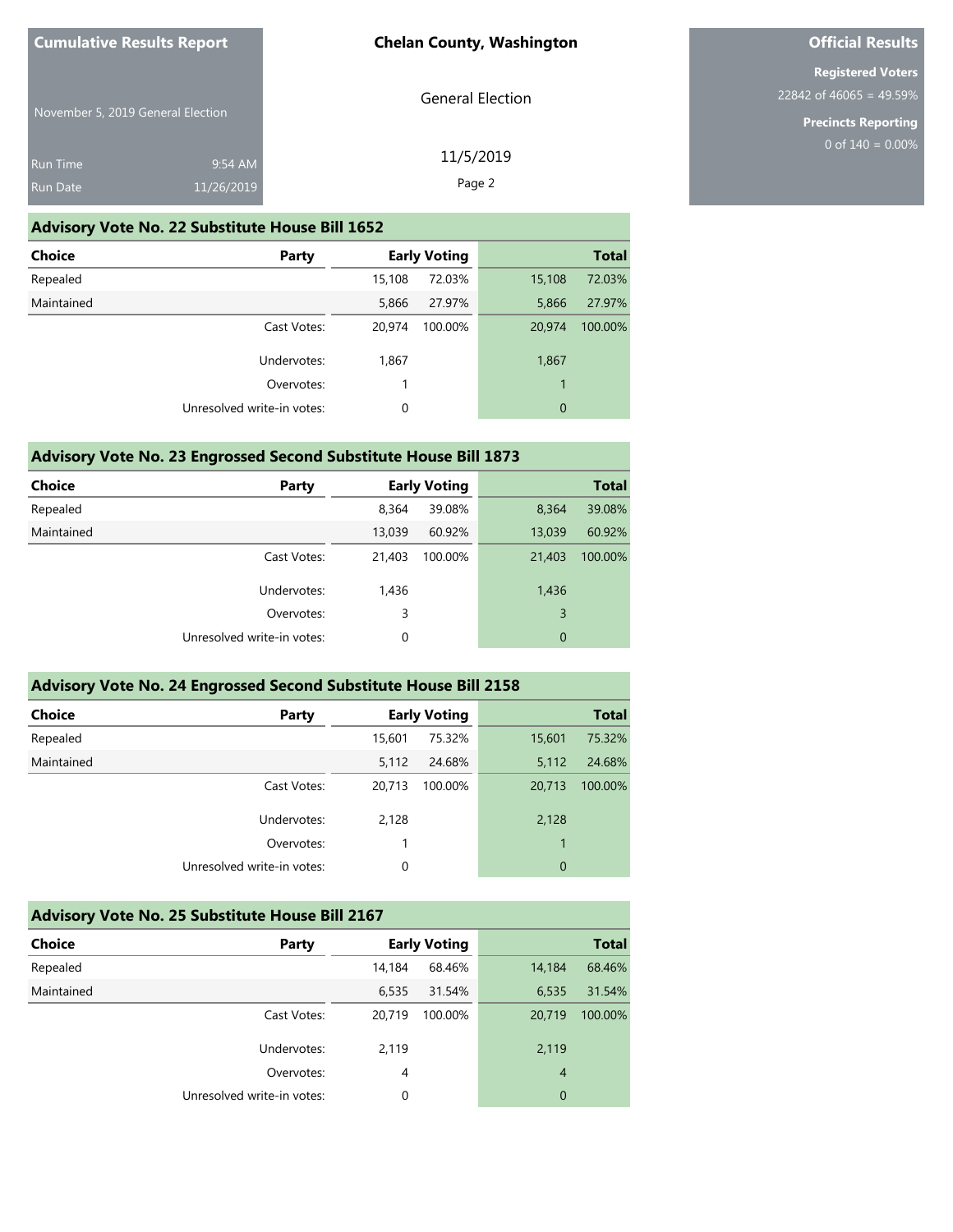# Cumulative Results Report

November 5, 2019 General Election

Run Time 9:54 AM
Run Date 11/26/2019

**Chelan County, Washington**

General Election

11/5/2019

# Official Results

**Registered Voters**
22842 of 46065 = 49.59%

**Precincts Reporting**
0 of 140 = 0.00%

## Advisory Vote No. 22 Substitute House Bill 1652

| Choice | Party | Early Voting | | Total | |
|---|---|---|---|---|---|
| Repealed | | 15,108 | 72.03% | 15,108 | 72.03% |
| Maintained | | 5,866 | 27.97% | 5,866 | 27.97% |
| | Cast Votes: | 20,974 | 100.00% | 20,974 | 100.00% |
| | Undervotes: | 1,867 | | 1,867 | |
| | Overvotes: | 1 | | 1 | |
| | Unresolved write-in votes: | 0 | | 0 | |

## Advisory Vote No. 23 Engrossed Second Substitute House Bill 1873

| Choice | Party | Early Voting | | Total | |
|---|---|---|---|---|---|
| Repealed | | 8,364 | 39.08% | 8,364 | 39.08% |
| Maintained | | 13,039 | 60.92% | 13,039 | 60.92% |
| | Cast Votes: | 21,403 | 100.00% | 21,403 | 100.00% |
| | Undervotes: | 1,436 | | 1,436 | |
| | Overvotes: | 3 | | 3 | |
| | Unresolved write-in votes: | 0 | | 0 | |

## Advisory Vote No. 24 Engrossed Second Substitute House Bill 2158

| Choice | Party | Early Voting | | Total | |
|---|---|---|---|---|---|
| Repealed | | 15,601 | 75.32% | 15,601 | 75.32% |
| Maintained | | 5,112 | 24.68% | 5,112 | 24.68% |
| | Cast Votes: | 20,713 | 100.00% | 20,713 | 100.00% |
| | Undervotes: | 2,128 | | 2,128 | |
| | Overvotes: | 1 | | 1 | |
| | Unresolved write-in votes: | 0 | | 0 | |

## Advisory Vote No. 25 Substitute House Bill 2167

| Choice | Party | Early Voting | | Total | |
|---|---|---|---|---|---|
| Repealed | | 14,184 | 68.46% | 14,184 | 68.46% |
| Maintained | | 6,535 | 31.54% | 6,535 | 31.54% |
| | Cast Votes: | 20,719 | 100.00% | 20,719 | 100.00% |
| | Undervotes: | 2,119 | | 2,119 | |
| | Overvotes: | 4 | | 4 | |
| | Unresolved write-in votes: | 0 | | 0 | |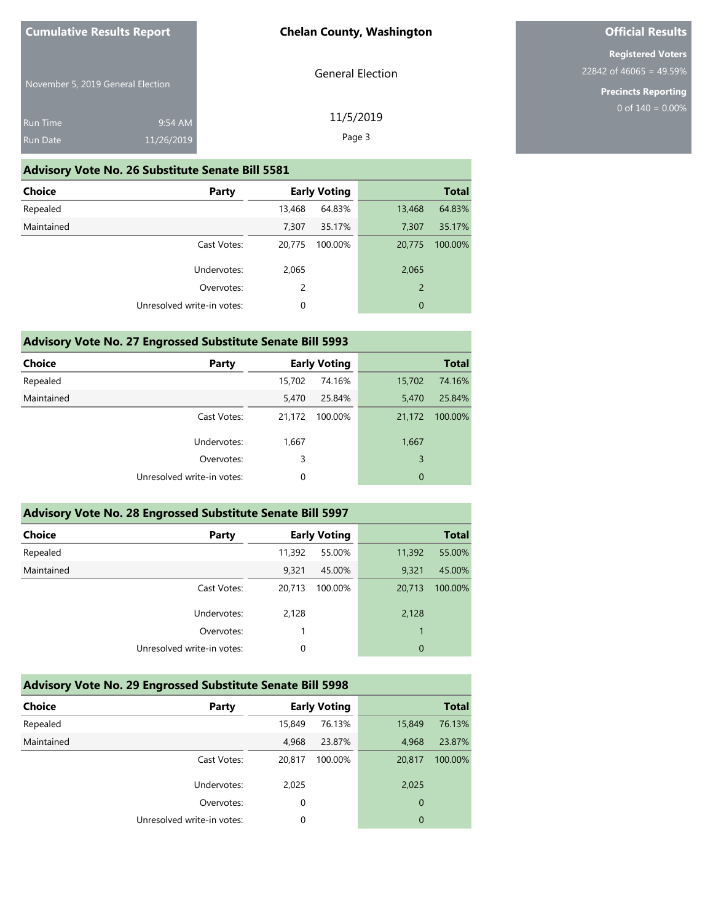**Cumulative Results Report**

November 5, 2019 General Election

Run Time 9:54 AM
Run Date 11/26/2019

**Chelan County, Washington**

General Election

11/5/2019

**Official Results**

**Registered Voters**
22842 of 46065 = 49.59%

**Precincts Reporting**
0 of 140 = 0.00%

## Advisory Vote No. 26 Substitute Senate Bill 5581

| Choice | Party | Early Voting | | Total | |
|---|---|---|---|---|---|
| Repealed | | 13,468 | 64.83% | 13,468 | 64.83% |
| Maintained | | 7,307 | 35.17% | 7,307 | 35.17% |
| | Cast Votes: | 20,775 | 100.00% | 20,775 | 100.00% |
| | Undervotes: | 2,065 | | 2,065 | |
| | Overvotes: | 2 | | 2 | |
| | Unresolved write-in votes: | 0 | | 0 | |

## Advisory Vote No. 27 Engrossed Substitute Senate Bill 5993

| Choice | Party | Early Voting | | Total | |
|---|---|---|---|---|---|
| Repealed | | 15,702 | 74.16% | 15,702 | 74.16% |
| Maintained | | 5,470 | 25.84% | 5,470 | 25.84% |
| | Cast Votes: | 21,172 | 100.00% | 21,172 | 100.00% |
| | Undervotes: | 1,667 | | 1,667 | |
| | Overvotes: | 3 | | 3 | |
| | Unresolved write-in votes: | 0 | | 0 | |

## Advisory Vote No. 28 Engrossed Substitute Senate Bill 5997

| Choice | Party | Early Voting | | Total | |
|---|---|---|---|---|---|
| Repealed | | 11,392 | 55.00% | 11,392 | 55.00% |
| Maintained | | 9,321 | 45.00% | 9,321 | 45.00% |
| | Cast Votes: | 20,713 | 100.00% | 20,713 | 100.00% |
| | Undervotes: | 2,128 | | 2,128 | |
| | Overvotes: | 1 | | 1 | |
| | Unresolved write-in votes: | 0 | | 0 | |

## Advisory Vote No. 29 Engrossed Substitute Senate Bill 5998

| Choice | Party | Early Voting | | Total | |
|---|---|---|---|---|---|
| Repealed | | 15,849 | 76.13% | 15,849 | 76.13% |
| Maintained | | 4,968 | 23.87% | 4,968 | 23.87% |
| | Cast Votes: | 20,817 | 100.00% | 20,817 | 100.00% |
| | Undervotes: | 2,025 | | 2,025 | |
| | Overvotes: | 0 | | 0 | |
| | Unresolved write-in votes: | 0 | | 0 | |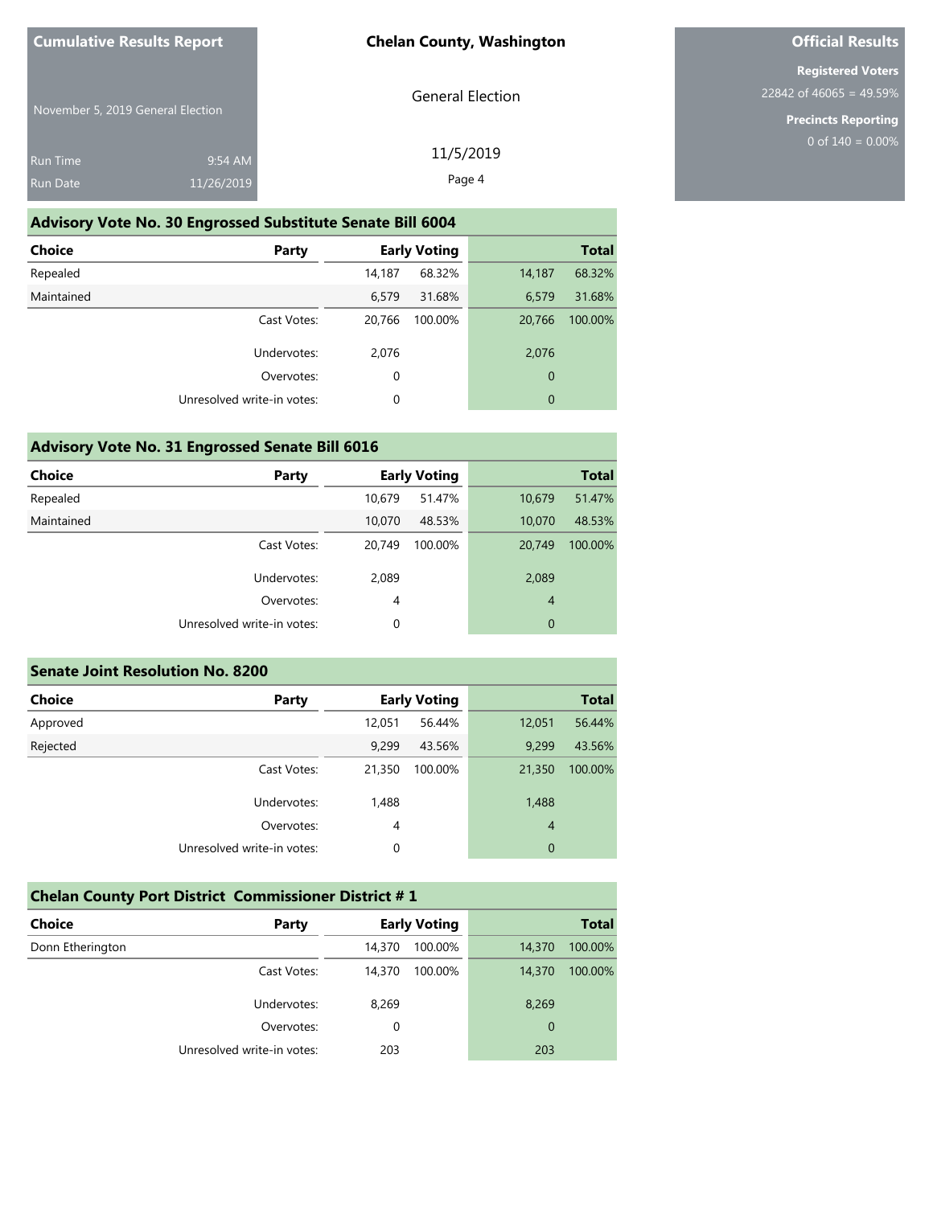**Cumulative Results Report**

November 5, 2019 General Election

Run Time 9:54 AM
Run Date 11/26/2019

**Chelan County, Washington**

General Election

11/5/2019

**Official Results**

**Registered Voters**
22842 of 46065 = 49.59%

**Precincts Reporting**
0 of 140 = 0.00%

## Advisory Vote No. 30 Engrossed Substitute Senate Bill 6004

| Choice | Party | Early Voting | | Total | |
|---|---|---|---|---|---|
| Repealed | | 14,187 | 68.32% | 14,187 | 68.32% |
| Maintained | | 6,579 | 31.68% | 6,579 | 31.68% |
| | Cast Votes: | 20,766 | 100.00% | 20,766 | 100.00% |
| | Undervotes: | 2,076 | | 2,076 | |
| | Overvotes: | 0 | | 0 | |
| | Unresolved write-in votes: | 0 | | 0 | |

## Advisory Vote No. 31 Engrossed Senate Bill 6016

| Choice | Party | Early Voting | | Total | |
|---|---|---|---|---|---|
| Repealed | | 10,679 | 51.47% | 10,679 | 51.47% |
| Maintained | | 10,070 | 48.53% | 10,070 | 48.53% |
| | Cast Votes: | 20,749 | 100.00% | 20,749 | 100.00% |
| | Undervotes: | 2,089 | | 2,089 | |
| | Overvotes: | 4 | | 4 | |
| | Unresolved write-in votes: | 0 | | 0 | |

## Senate Joint Resolution No. 8200

| Choice | Party | Early Voting | | Total | |
|---|---|---|---|---|---|
| Approved | | 12,051 | 56.44% | 12,051 | 56.44% |
| Rejected | | 9,299 | 43.56% | 9,299 | 43.56% |
| | Cast Votes: | 21,350 | 100.00% | 21,350 | 100.00% |
| | Undervotes: | 1,488 | | 1,488 | |
| | Overvotes: | 4 | | 4 | |
| | Unresolved write-in votes: | 0 | | 0 | |

## Chelan County Port District Commissioner District # 1

| Choice | Party | Early Voting | | Total | |
|---|---|---|---|---|---|
| Donn Etherington | | 14,370 | 100.00% | 14,370 | 100.00% |
| | Cast Votes: | 14,370 | 100.00% | 14,370 | 100.00% |
| | Undervotes: | 8,269 | | 8,269 | |
| | Overvotes: | 0 | | 0 | |
| | Unresolved write-in votes: | 203 | | 203 | |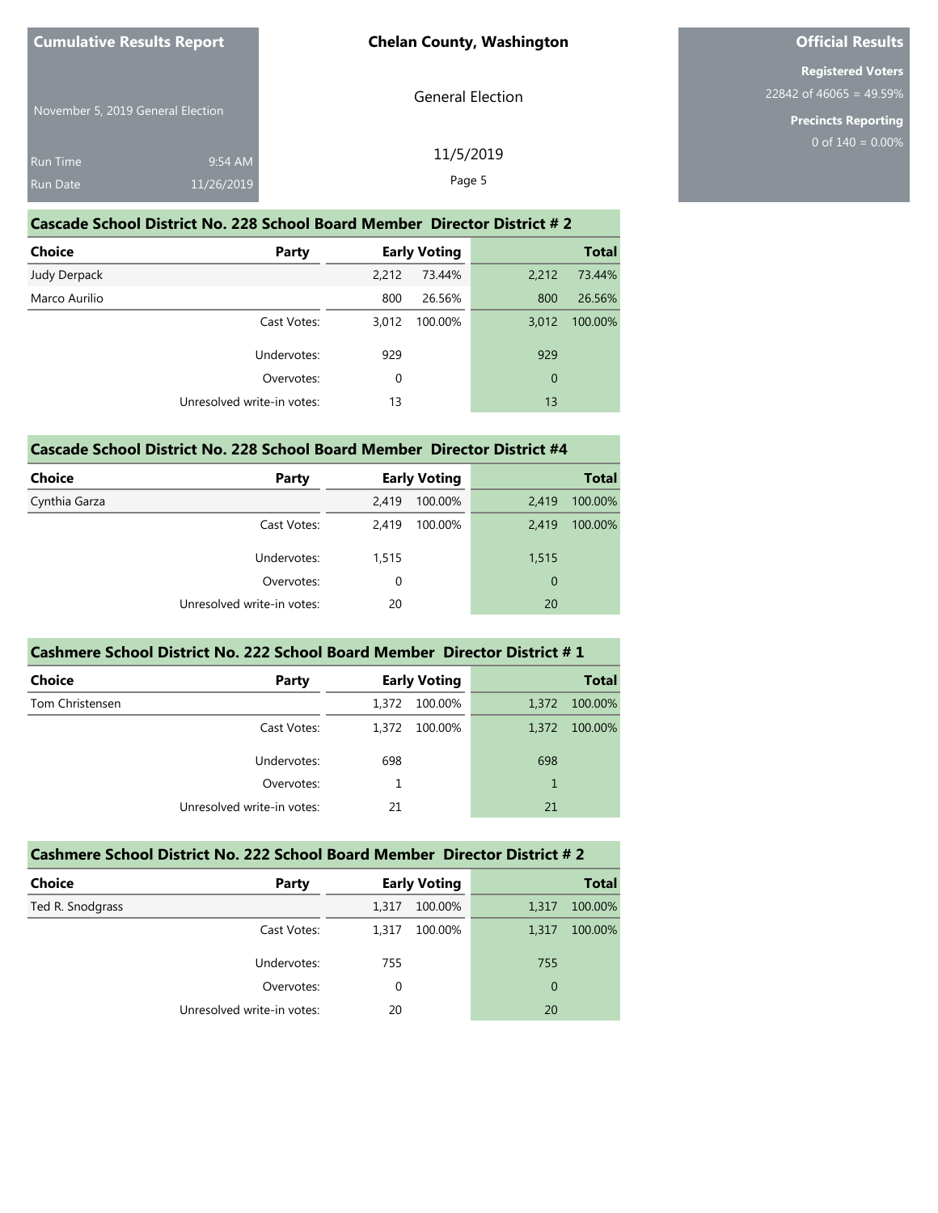**Cumulative Results Report**

November 5, 2019 General Election

Run Time 9:54 AM
Run Date 11/26/2019

**Chelan County, Washington**

General Election

11/5/2019

**Official Results**

**Registered Voters**
22842 of 46065 = 49.59%

**Precincts Reporting**
0 of 140 = 0.00%

## Cascade School District No. 228 School Board Member Director District # 2

| Choice | Party | Early Voting | | Total | |
|---|---|---|---|---|---|
| Judy Derpack | | 2,212 | 73.44% | 2,212 | 73.44% |
| Marco Aurilio | | 800 | 26.56% | 800 | 26.56% |
| | Cast Votes: | 3,012 | 100.00% | 3,012 | 100.00% |
| | Undervotes: | 929 | | 929 | |
| | Overvotes: | 0 | | 0 | |
| | Unresolved write-in votes: | 13 | | 13 | |

## Cascade School District No. 228 School Board Member Director District #4

| Choice | Party | Early Voting | | Total | |
|---|---|---|---|---|---|
| Cynthia Garza | | 2,419 | 100.00% | 2,419 | 100.00% |
| | Cast Votes: | 2,419 | 100.00% | 2,419 | 100.00% |
| | Undervotes: | 1,515 | | 1,515 | |
| | Overvotes: | 0 | | 0 | |
| | Unresolved write-in votes: | 20 | | 20 | |

## Cashmere School District No. 222 School Board Member Director District # 1

| Choice | Party | Early Voting | | Total | |
|---|---|---|---|---|---|
| Tom Christensen | | 1,372 | 100.00% | 1,372 | 100.00% |
| | Cast Votes: | 1,372 | 100.00% | 1,372 | 100.00% |
| | Undervotes: | 698 | | 698 | |
| | Overvotes: | 1 | | 1 | |
| | Unresolved write-in votes: | 21 | | 21 | |

## Cashmere School District No. 222 School Board Member Director District # 2

| Choice | Party | Early Voting | | Total | |
|---|---|---|---|---|---|
| Ted R. Snodgrass | | 1,317 | 100.00% | 1,317 | 100.00% |
| | Cast Votes: | 1,317 | 100.00% | 1,317 | 100.00% |
| | Undervotes: | 755 | | 755 | |
| | Overvotes: | 0 | | 0 | |
| | Unresolved write-in votes: | 20 | | 20 | |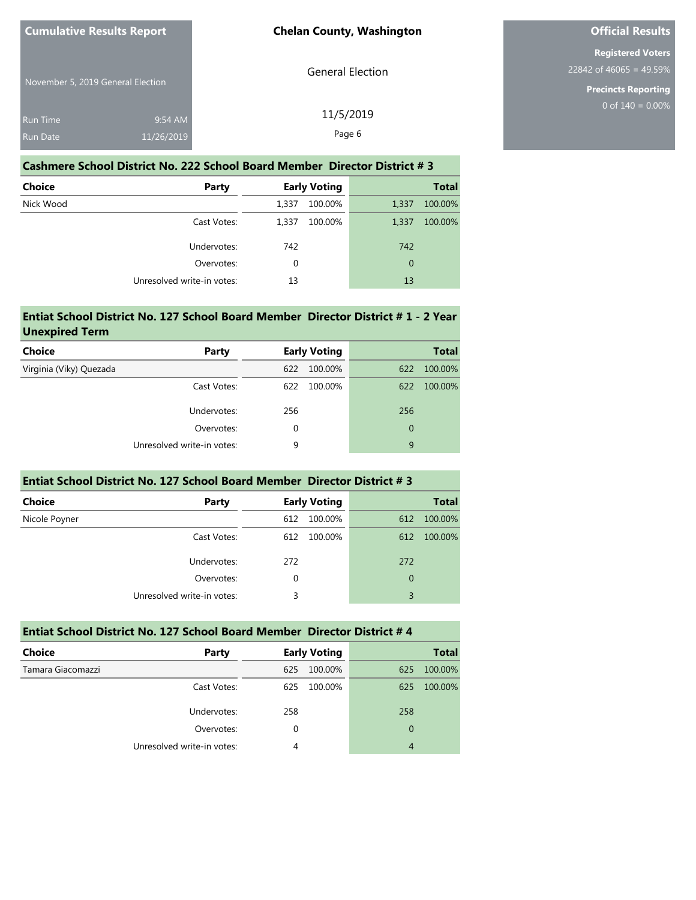## Cashmere School District No. 222 School Board Member Director District # 3

| Choice | Party | Early Voting | | Total | |
|---|---|---|---|---|---|
| Nick Wood | | 1,337 | 100.00% | 1,337 | 100.00% |
| | Cast Votes: | 1,337 | 100.00% | 1,337 | 100.00% |
| | Undervotes: | 742 | | 742 | |
| | Overvotes: | 0 | | 0 | |
| | Unresolved write-in votes: | 13 | | 13 | |

## Entiat School District No. 127 School Board Member Director District # 1 - 2 Year Unexpired Term

| Choice | Party | Early Voting | | Total | |
|---|---|---|---|---|---|
| Virginia (Viky) Quezada | | 622 | 100.00% | 622 | 100.00% |
| | Cast Votes: | 622 | 100.00% | 622 | 100.00% |
| | Undervotes: | 256 | | 256 | |
| | Overvotes: | 0 | | 0 | |
| | Unresolved write-in votes: | 9 | | 9 | |

## Entiat School District No. 127 School Board Member Director District # 3

| Choice | Party | Early Voting | | Total | |
|---|---|---|---|---|---|
| Nicole Poyner | | 612 | 100.00% | 612 | 100.00% |
| | Cast Votes: | 612 | 100.00% | 612 | 100.00% |
| | Undervotes: | 272 | | 272 | |
| | Overvotes: | 0 | | 0 | |
| | Unresolved write-in votes: | 3 | | 3 | |

## Entiat School District No. 127 School Board Member Director District # 4

| Choice | Party | Early Voting | | Total | |
|---|---|---|---|---|---|
| Tamara Giacomazzi | | 625 | 100.00% | 625 | 100.00% |
| | Cast Votes: | 625 | 100.00% | 625 | 100.00% |
| | Undervotes: | 258 | | 258 | |
| | Overvotes: | 0 | | 0 | |
| | Unresolved write-in votes: | 4 | | 4 | |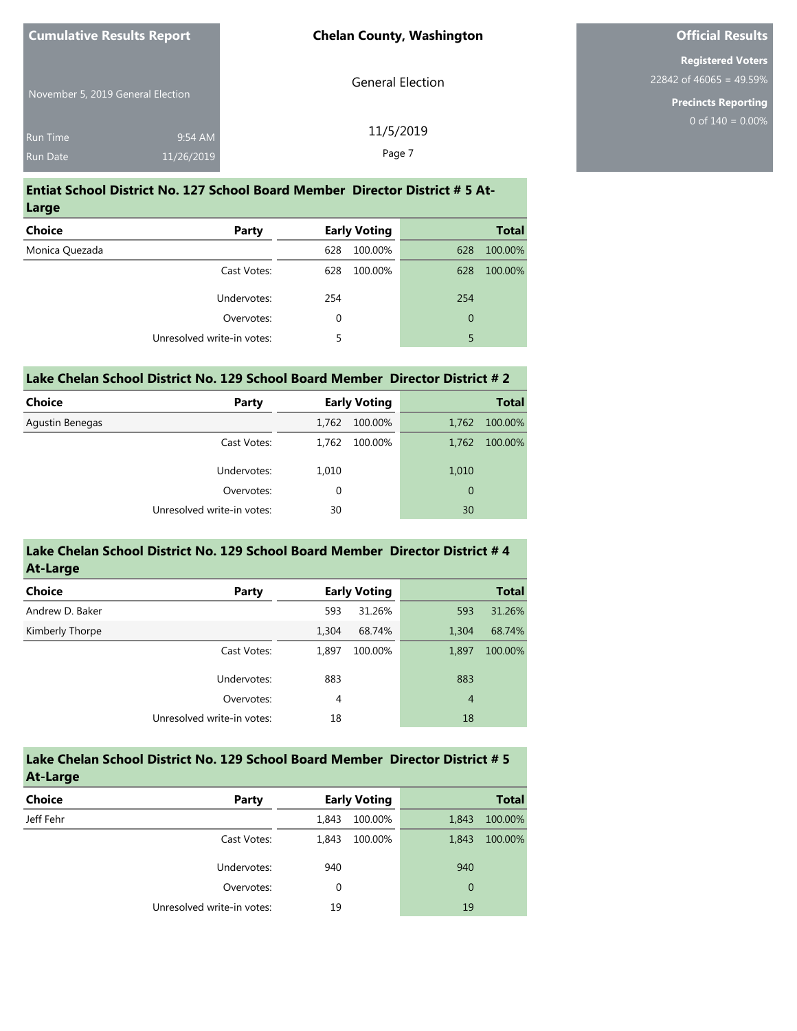**Cumulative Results Report**

November 5, 2019 General Election

Run Time 9:54 AM
Run Date 11/26/2019

**Chelan County, Washington**

General Election

11/5/2019

**Official Results**

**Registered Voters**
22842 of 46065 = 49.59%

**Precincts Reporting**
0 of 140 = 0.00%

## Entiat School District No. 127 School Board Member Director District # 5 At-Large

| Choice | Party | Early Voting | | Total | |
|---|---|---|---|---|---|
| Monica Quezada | | 628 | 100.00% | 628 | 100.00% |
| | Cast Votes: | 628 | 100.00% | 628 | 100.00% |
| | Undervotes: | 254 | | 254 | |
| | Overvotes: | 0 | | 0 | |
| | Unresolved write-in votes: | 5 | | 5 | |

## Lake Chelan School District No. 129 School Board Member Director District # 2

| Choice | Party | Early Voting | | Total | |
|---|---|---|---|---|---|
| Agustin Benegas | | 1,762 | 100.00% | 1,762 | 100.00% |
| | Cast Votes: | 1,762 | 100.00% | 1,762 | 100.00% |
| | Undervotes: | 1,010 | | 1,010 | |
| | Overvotes: | 0 | | 0 | |
| | Unresolved write-in votes: | 30 | | 30 | |

## Lake Chelan School District No. 129 School Board Member Director District # 4 At-Large

| Choice | Party | Early Voting | | Total | |
|---|---|---|---|---|---|
| Andrew D. Baker | | 593 | 31.26% | 593 | 31.26% |
| Kimberly Thorpe | | 1,304 | 68.74% | 1,304 | 68.74% |
| | Cast Votes: | 1,897 | 100.00% | 1,897 | 100.00% |
| | Undervotes: | 883 | | 883 | |
| | Overvotes: | 4 | | 4 | |
| | Unresolved write-in votes: | 18 | | 18 | |

## Lake Chelan School District No. 129 School Board Member Director District # 5 At-Large

| Choice | Party | Early Voting | | Total | |
|---|---|---|---|---|---|
| Jeff Fehr | | 1,843 | 100.00% | 1,843 | 100.00% |
| | Cast Votes: | 1,843 | 100.00% | 1,843 | 100.00% |
| | Undervotes: | 940 | | 940 | |
| | Overvotes: | 0 | | 0 | |
| | Unresolved write-in votes: | 19 | | 19 | |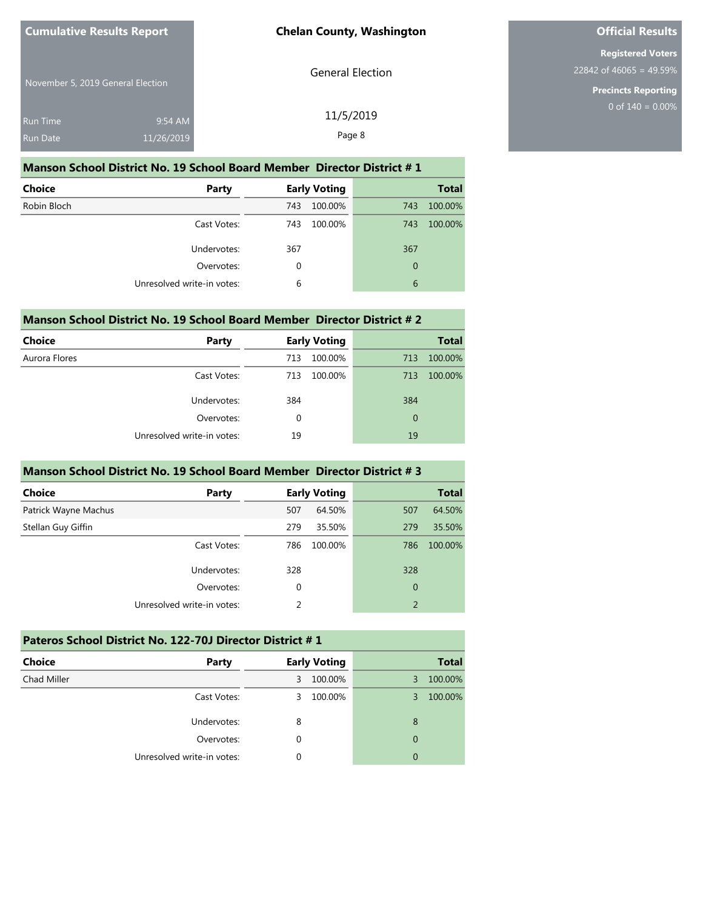## Manson School District No. 19 School Board Member Director District # 1

| Choice | Party | Early Voting | | Total | |
|---|---|---|---|---|---|
| Robin Bloch | | 743 | 100.00% | 743 | 100.00% |
| | Cast Votes: | 743 | 100.00% | 743 | 100.00% |
| | Undervotes: | 367 | | 367 | |
| | Overvotes: | 0 | | 0 | |
| | Unresolved write-in votes: | 6 | | 6 | |

## Manson School District No. 19 School Board Member Director District # 2

| Choice | Party | Early Voting | | Total | |
|---|---|---|---|---|---|
| Aurora Flores | | 713 | 100.00% | 713 | 100.00% |
| | Cast Votes: | 713 | 100.00% | 713 | 100.00% |
| | Undervotes: | 384 | | 384 | |
| | Overvotes: | 0 | | 0 | |
| | Unresolved write-in votes: | 19 | | 19 | |

## Manson School District No. 19 School Board Member Director District # 3

| Choice | Party | Early Voting | | Total | |
|---|---|---|---|---|---|
| Patrick Wayne Machus | | 507 | 64.50% | 507 | 64.50% |
| Stellan Guy Giffin | | 279 | 35.50% | 279 | 35.50% |
| | Cast Votes: | 786 | 100.00% | 786 | 100.00% |
| | Undervotes: | 328 | | 328 | |
| | Overvotes: | 0 | | 0 | |
| | Unresolved write-in votes: | 2 | | 2 | |

## Pateros School District No. 122-70J Director District # 1

| Choice | Party | Early Voting | | Total | |
|---|---|---|---|---|---|
| Chad Miller | | 3 | 100.00% | 3 | 100.00% |
| | Cast Votes: | 3 | 100.00% | 3 | 100.00% |
| | Undervotes: | 8 | | 8 | |
| | Overvotes: | 0 | | 0 | |
| | Unresolved write-in votes: | 0 | | 0 | |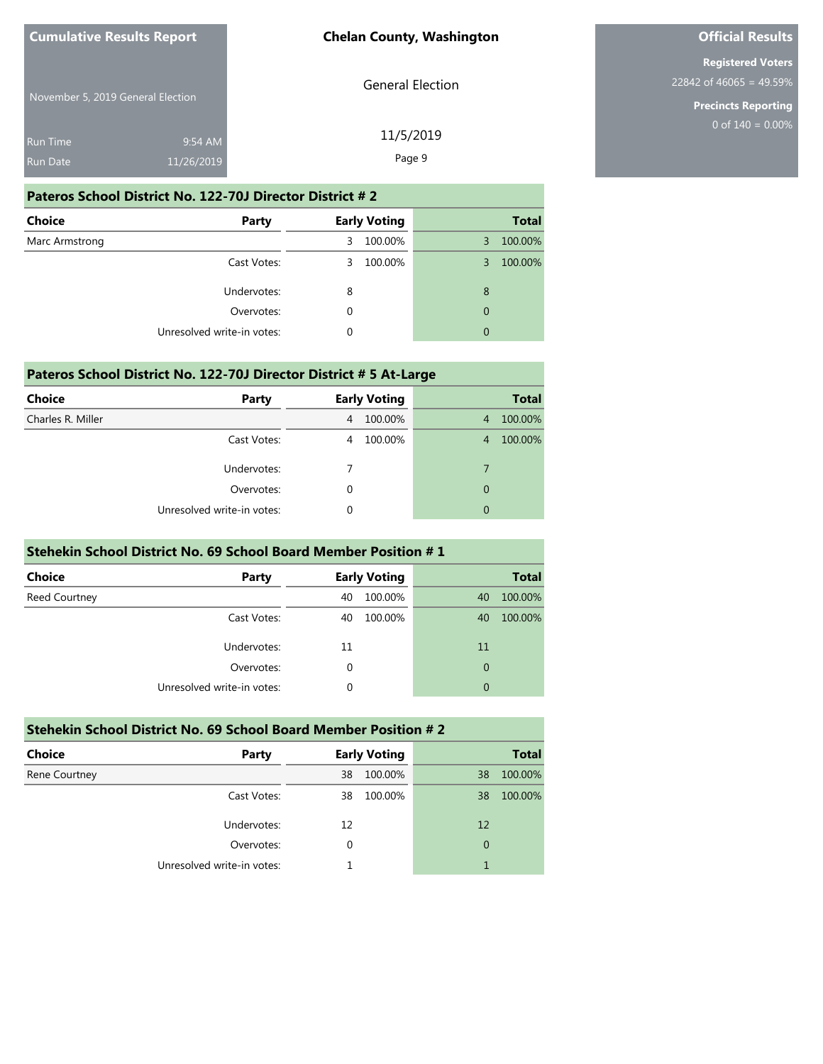Cumulative Results Report

November 5, 2019 General Election

Run Time 9:54 AM
Run Date 11/26/2019

**Chelan County, Washington**

General Election

11/5/2019

**Official Results**

**Registered Voters**
22842 of 46065 = 49.59%

**Precincts Reporting**
0 of 140 = 0.00%

## Pateros School District No. 122-70J Director District # 2

| Choice | Party | Early Voting | | Total | |
|---|---|---|---|---|---|
| Marc Armstrong | | 3 | 100.00% | 3 | 100.00% |
| | Cast Votes: | 3 | 100.00% | 3 | 100.00% |
| | Undervotes: | 8 | | 8 | |
| | Overvotes: | 0 | | 0 | |
| | Unresolved write-in votes: | 0 | | 0 | |

## Pateros School District No. 122-70J Director District # 5 At-Large

| Choice | Party | Early Voting | | Total | |
|---|---|---|---|---|---|
| Charles R. Miller | | 4 | 100.00% | 4 | 100.00% |
| | Cast Votes: | 4 | 100.00% | 4 | 100.00% |
| | Undervotes: | 7 | | 7 | |
| | Overvotes: | 0 | | 0 | |
| | Unresolved write-in votes: | 0 | | 0 | |

## Stehekin School District No. 69 School Board Member Position # 1

| Choice | Party | Early Voting | | Total | |
|---|---|---|---|---|---|
| Reed Courtney | | 40 | 100.00% | 40 | 100.00% |
| | Cast Votes: | 40 | 100.00% | 40 | 100.00% |
| | Undervotes: | 11 | | 11 | |
| | Overvotes: | 0 | | 0 | |
| | Unresolved write-in votes: | 0 | | 0 | |

## Stehekin School District No. 69 School Board Member Position # 2

| Choice | Party | Early Voting | | Total | |
|---|---|---|---|---|---|
| Rene Courtney | | 38 | 100.00% | 38 | 100.00% |
| | Cast Votes: | 38 | 100.00% | 38 | 100.00% |
| | Undervotes: | 12 | | 12 | |
| | Overvotes: | 0 | | 0 | |
| | Unresolved write-in votes: | 1 | | 1 | |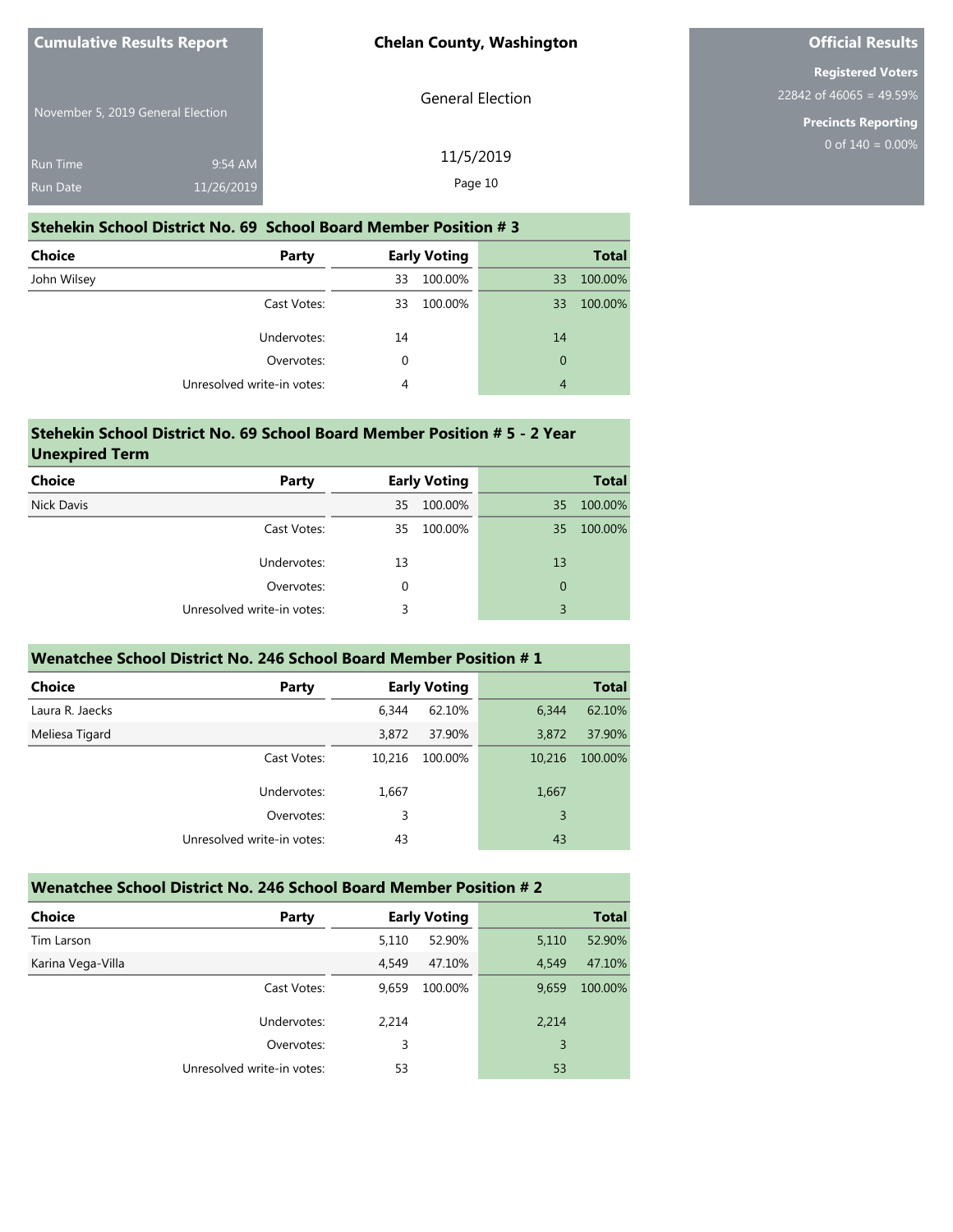## Stehekin School District No. 69 School Board Member Position # 3

| Choice | Party | Early Voting | | Total | |
|---|---|---|---|---|---|
| John Wilsey | | 33 | 100.00% | 33 | 100.00% |
| | Cast Votes: | 33 | 100.00% | 33 | 100.00% |
| | Undervotes: | 14 | | 14 | |
| | Overvotes: | 0 | | 0 | |
| | Unresolved write-in votes: | 4 | | 4 | |

## Stehekin School District No. 69 School Board Member Position # 5 - 2 Year Unexpired Term

| Choice | Party | Early Voting | | Total | |
|---|---|---|---|---|---|
| Nick Davis | | 35 | 100.00% | 35 | 100.00% |
| | Cast Votes: | 35 | 100.00% | 35 | 100.00% |
| | Undervotes: | 13 | | 13 | |
| | Overvotes: | 0 | | 0 | |
| | Unresolved write-in votes: | 3 | | 3 | |

## Wenatchee School District No. 246 School Board Member Position # 1

| Choice | Party | Early Voting | | Total | |
|---|---|---|---|---|---|
| Laura R. Jaecks | | 6,344 | 62.10% | 6,344 | 62.10% |
| Meliesa Tigard | | 3,872 | 37.90% | 3,872 | 37.90% |
| | Cast Votes: | 10,216 | 100.00% | 10,216 | 100.00% |
| | Undervotes: | 1,667 | | 1,667 | |
| | Overvotes: | 3 | | 3 | |
| | Unresolved write-in votes: | 43 | | 43 | |

## Wenatchee School District No. 246 School Board Member Position # 2

| Choice | Party | Early Voting | | Total | |
|---|---|---|---|---|---|
| Tim Larson | | 5,110 | 52.90% | 5,110 | 52.90% |
| Karina Vega-Villa | | 4,549 | 47.10% | 4,549 | 47.10% |
| | Cast Votes: | 9,659 | 100.00% | 9,659 | 100.00% |
| | Undervotes: | 2,214 | | 2,214 | |
| | Overvotes: | 3 | | 3 | |
| | Unresolved write-in votes: | 53 | | 53 | |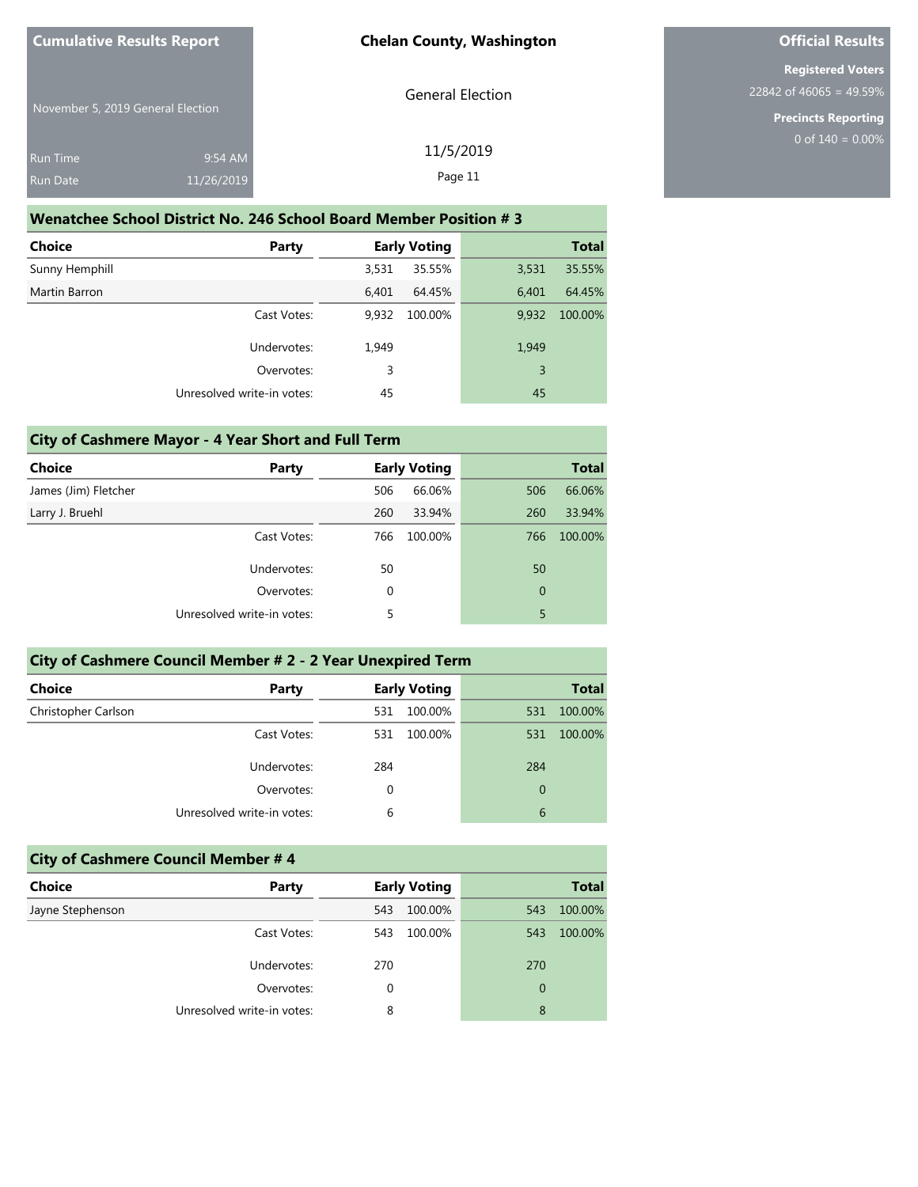## Wenatchee School District No. 246 School Board Member Position # 3

| Choice | Party | Early Voting | | Total | |
|---|---|---|---|---|---|
| Sunny Hemphill | | 3,531 | 35.55% | 3,531 | 35.55% |
| Martin Barron | | 6,401 | 64.45% | 6,401 | 64.45% |
| | Cast Votes: | 9,932 | 100.00% | 9,932 | 100.00% |
| | Undervotes: | 1,949 | | 1,949 | |
| | Overvotes: | 3 | | 3 | |
| | Unresolved write-in votes: | 45 | | 45 | |

## City of Cashmere Mayor - 4 Year Short and Full Term

| Choice | Party | Early Voting | | Total | |
|---|---|---|---|---|---|
| James (Jim) Fletcher | | 506 | 66.06% | 506 | 66.06% |
| Larry J. Bruehl | | 260 | 33.94% | 260 | 33.94% |
| | Cast Votes: | 766 | 100.00% | 766 | 100.00% |
| | Undervotes: | 50 | | 50 | |
| | Overvotes: | 0 | | 0 | |
| | Unresolved write-in votes: | 5 | | 5 | |

## City of Cashmere Council Member # 2 - 2 Year Unexpired Term

| Choice | Party | Early Voting | | Total | |
|---|---|---|---|---|---|
| Christopher Carlson | | 531 | 100.00% | 531 | 100.00% |
| | Cast Votes: | 531 | 100.00% | 531 | 100.00% |
| | Undervotes: | 284 | | 284 | |
| | Overvotes: | 0 | | 0 | |
| | Unresolved write-in votes: | 6 | | 6 | |

## City of Cashmere Council Member # 4

| Choice | Party | Early Voting | | Total | |
|---|---|---|---|---|---|
| Jayne Stephenson | | 543 | 100.00% | 543 | 100.00% |
| | Cast Votes: | 543 | 100.00% | 543 | 100.00% |
| | Undervotes: | 270 | | 270 | |
| | Overvotes: | 0 | | 0 | |
| | Unresolved write-in votes: | 8 | | 8 | |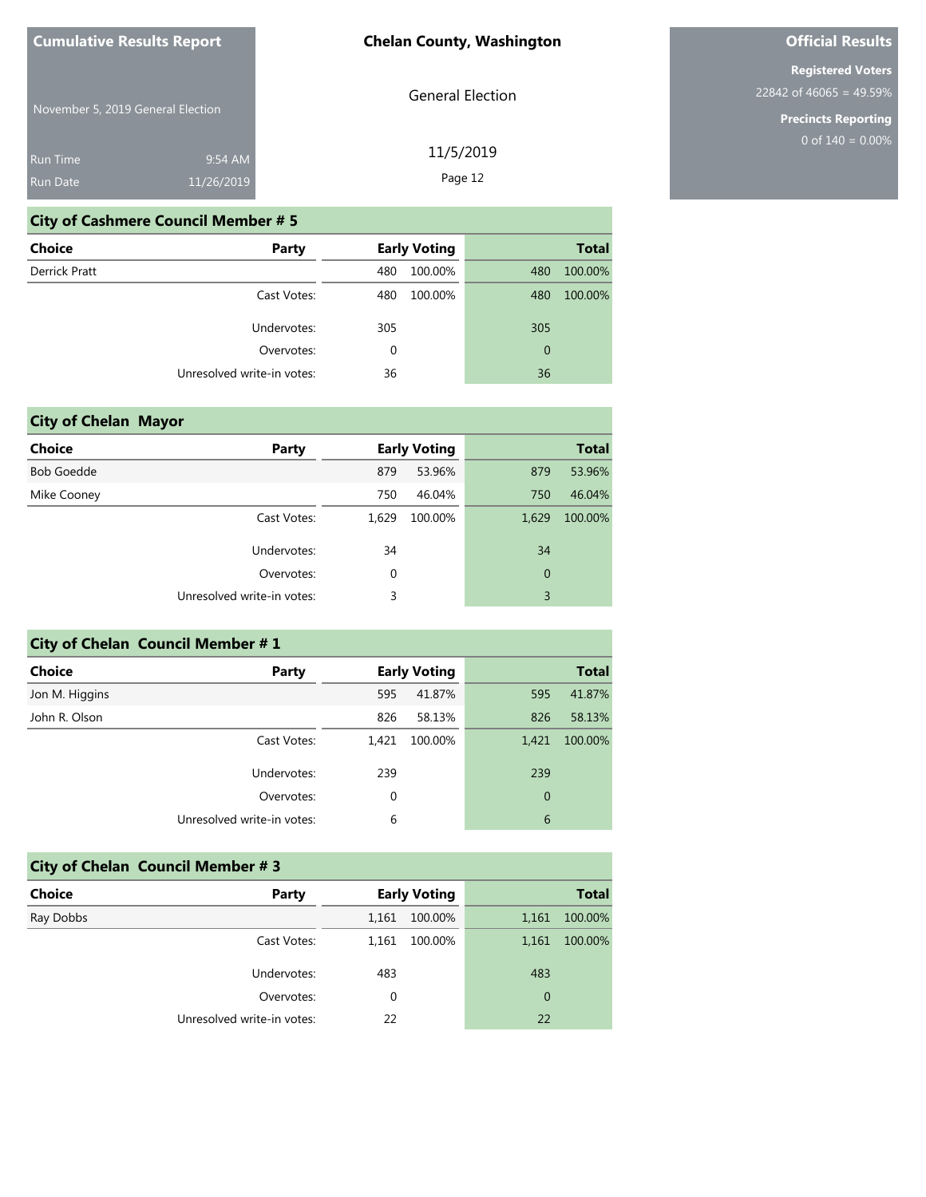## City of Cashmere Council Member # 5

| Choice | Party | Early Voting | | Total | |
|---|---|---|---|---|---|
| Derrick Pratt | | 480 | 100.00% | 480 | 100.00% |
| | Cast Votes: | 480 | 100.00% | 480 | 100.00% |
| | Undervotes: | 305 | | 305 | |
| | Overvotes: | 0 | | 0 | |
| | Unresolved write-in votes: | 36 | | 36 | |

## City of Chelan Mayor

| Choice | Party | Early Voting | | Total | |
|---|---|---|---|---|---|
| Bob Goedde | | 879 | 53.96% | 879 | 53.96% |
| Mike Cooney | | 750 | 46.04% | 750 | 46.04% |
| | Cast Votes: | 1,629 | 100.00% | 1,629 | 100.00% |
| | Undervotes: | 34 | | 34 | |
| | Overvotes: | 0 | | 0 | |
| | Unresolved write-in votes: | 3 | | 3 | |

## City of Chelan Council Member # 1

| Choice | Party | Early Voting | | Total | |
|---|---|---|---|---|---|
| Jon M. Higgins | | 595 | 41.87% | 595 | 41.87% |
| John R. Olson | | 826 | 58.13% | 826 | 58.13% |
| | Cast Votes: | 1,421 | 100.00% | 1,421 | 100.00% |
| | Undervotes: | 239 | | 239 | |
| | Overvotes: | 0 | | 0 | |
| | Unresolved write-in votes: | 6 | | 6 | |

## City of Chelan Council Member # 3

| Choice | Party | Early Voting | | Total | |
|---|---|---|---|---|---|
| Ray Dobbs | | 1,161 | 100.00% | 1,161 | 100.00% |
| | Cast Votes: | 1,161 | 100.00% | 1,161 | 100.00% |
| | Undervotes: | 483 | | 483 | |
| | Overvotes: | 0 | | 0 | |
| | Unresolved write-in votes: | 22 | | 22 | |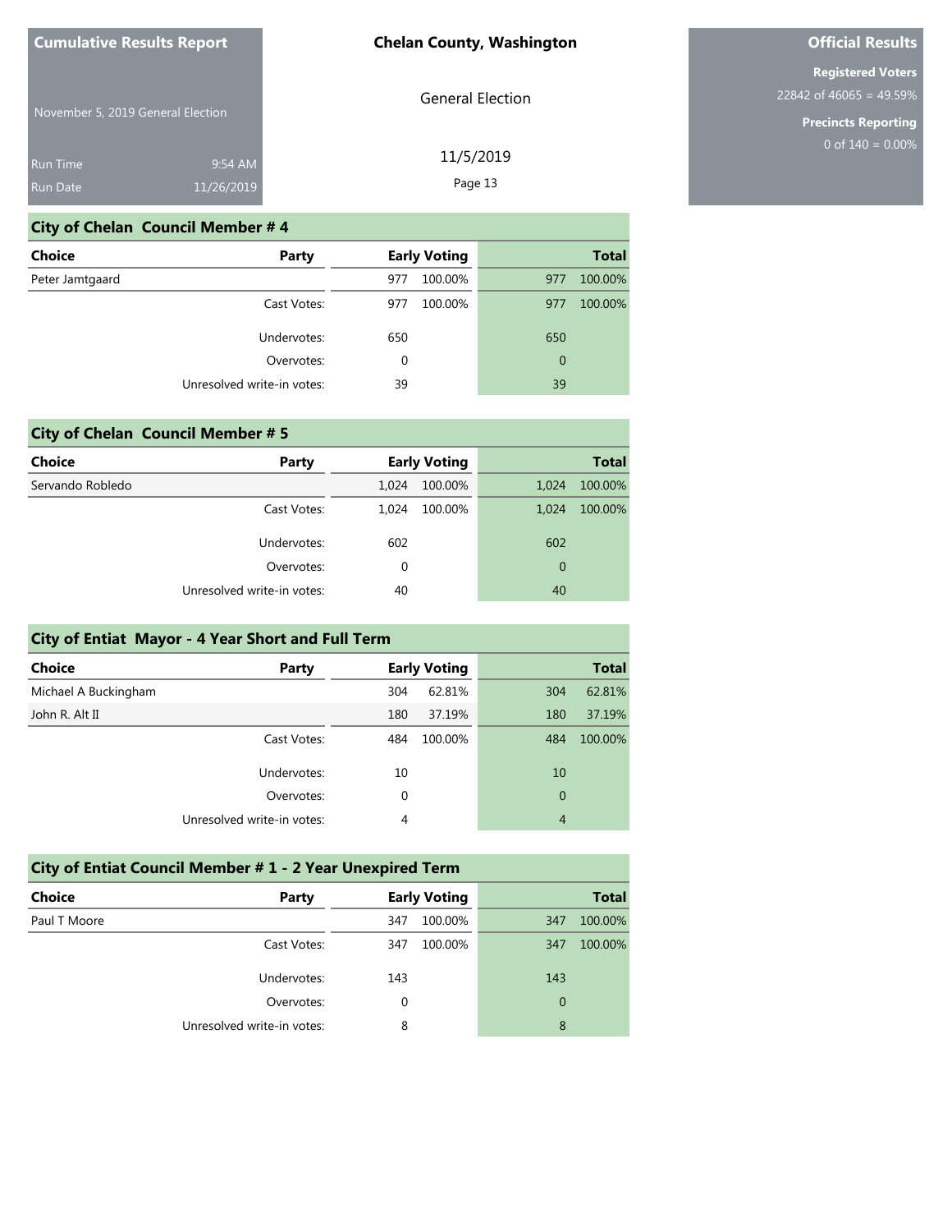**Cumulative Results Report**

November 5, 2019 General Election

Run Time 9:54 AM
Run Date 11/26/2019

**Chelan County, Washington**

General Election

11/5/2019

**Official Results**

**Registered Voters**
22842 of 46065 = 49.59%

**Precincts Reporting**
0 of 140 = 0.00%

## City of Chelan Council Member # 4

| Choice | Party | Early Voting | | Total | |
|---|---|---|---|---|---|
| Peter Jamtgaard | | 977 | 100.00% | 977 | 100.00% |
| | Cast Votes: | 977 | 100.00% | 977 | 100.00% |
| | Undervotes: | 650 | | 650 | |
| | Overvotes: | 0 | | 0 | |
| | Unresolved write-in votes: | 39 | | 39 | |

## City of Chelan Council Member # 5

| Choice | Party | Early Voting | | Total | |
|---|---|---|---|---|---|
| Servando Robledo | | 1,024 | 100.00% | 1,024 | 100.00% |
| | Cast Votes: | 1,024 | 100.00% | 1,024 | 100.00% |
| | Undervotes: | 602 | | 602 | |
| | Overvotes: | 0 | | 0 | |
| | Unresolved write-in votes: | 40 | | 40 | |

## City of Entiat Mayor - 4 Year Short and Full Term

| Choice | Party | Early Voting | | Total | |
|---|---|---|---|---|---|
| Michael A Buckingham | | 304 | 62.81% | 304 | 62.81% |
| John R. Alt II | | 180 | 37.19% | 180 | 37.19% |
| | Cast Votes: | 484 | 100.00% | 484 | 100.00% |
| | Undervotes: | 10 | | 10 | |
| | Overvotes: | 0 | | 0 | |
| | Unresolved write-in votes: | 4 | | 4 | |

## City of Entiat Council Member # 1 - 2 Year Unexpired Term

| Choice | Party | Early Voting | | Total | |
|---|---|---|---|---|---|
| Paul T Moore | | 347 | 100.00% | 347 | 100.00% |
| | Cast Votes: | 347 | 100.00% | 347 | 100.00% |
| | Undervotes: | 143 | | 143 | |
| | Overvotes: | 0 | | 0 | |
| | Unresolved write-in votes: | 8 | | 8 | |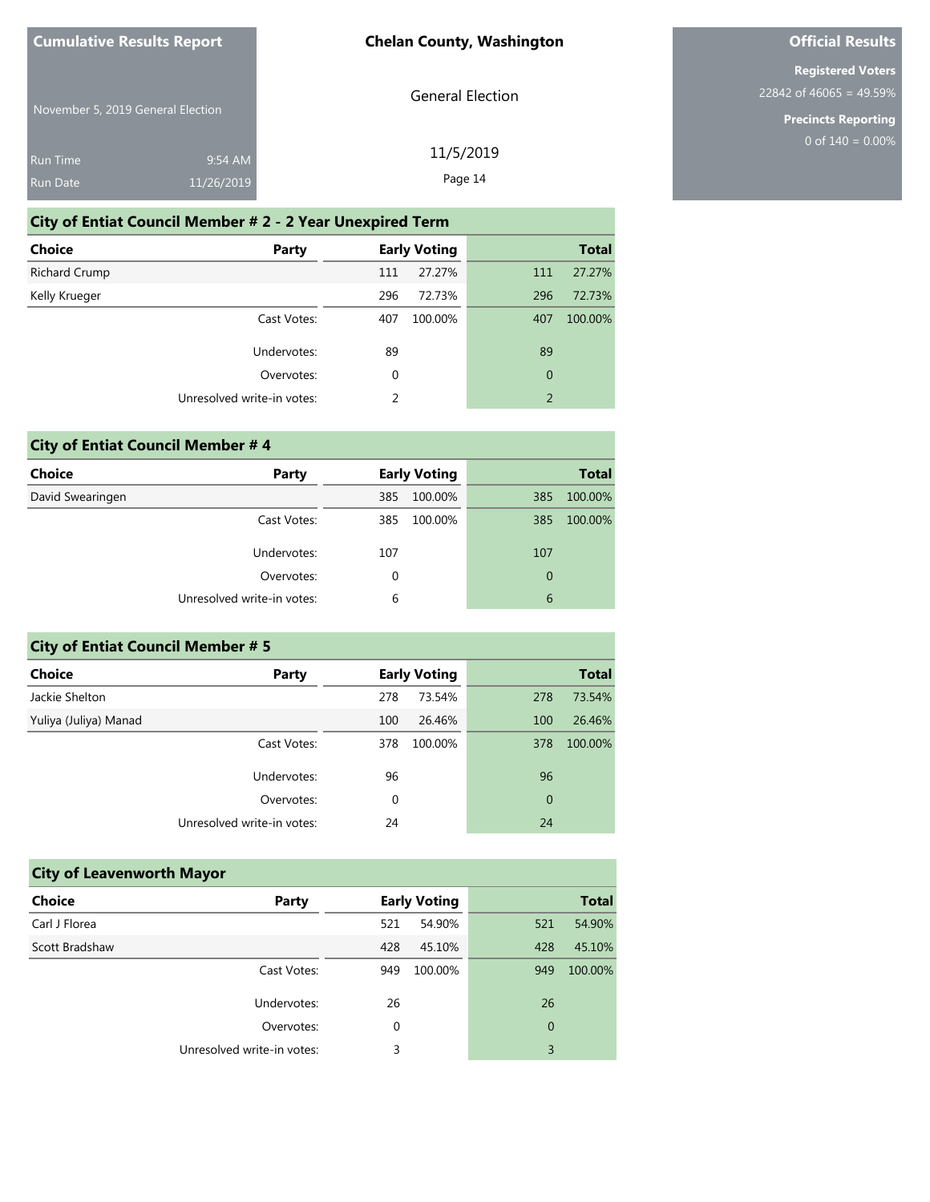## City of Entiat Council Member # 2 - 2 Year Unexpired Term

| Choice | Party | Early Voting | | Total | |
|---|---|---|---|---|---|
| Richard Crump | | 111 | 27.27% | 111 | 27.27% |
| Kelly Krueger | | 296 | 72.73% | 296 | 72.73% |
| | Cast Votes: | 407 | 100.00% | 407 | 100.00% |
| | Undervotes: | 89 | | 89 | |
| | Overvotes: | 0 | | 0 | |
| | Unresolved write-in votes: | 2 | | 2 | |

## City of Entiat Council Member # 4

| Choice | Party | Early Voting | | Total | |
|---|---|---|---|---|---|
| David Swearingen | | 385 | 100.00% | 385 | 100.00% |
| | Cast Votes: | 385 | 100.00% | 385 | 100.00% |
| | Undervotes: | 107 | | 107 | |
| | Overvotes: | 0 | | 0 | |
| | Unresolved write-in votes: | 6 | | 6 | |

## City of Entiat Council Member # 5

| Choice | Party | Early Voting | | Total | |
|---|---|---|---|---|---|
| Jackie Shelton | | 278 | 73.54% | 278 | 73.54% |
| Yuliya (Juliya) Manad | | 100 | 26.46% | 100 | 26.46% |
| | Cast Votes: | 378 | 100.00% | 378 | 100.00% |
| | Undervotes: | 96 | | 96 | |
| | Overvotes: | 0 | | 0 | |
| | Unresolved write-in votes: | 24 | | 24 | |

## City of Leavenworth Mayor

| Choice | Party | Early Voting | | Total | |
|---|---|---|---|---|---|
| Carl J Florea | | 521 | 54.90% | 521 | 54.90% |
| Scott Bradshaw | | 428 | 45.10% | 428 | 45.10% |
| | Cast Votes: | 949 | 100.00% | 949 | 100.00% |
| | Undervotes: | 26 | | 26 | |
| | Overvotes: | 0 | | 0 | |
| | Unresolved write-in votes: | 3 | | 3 | |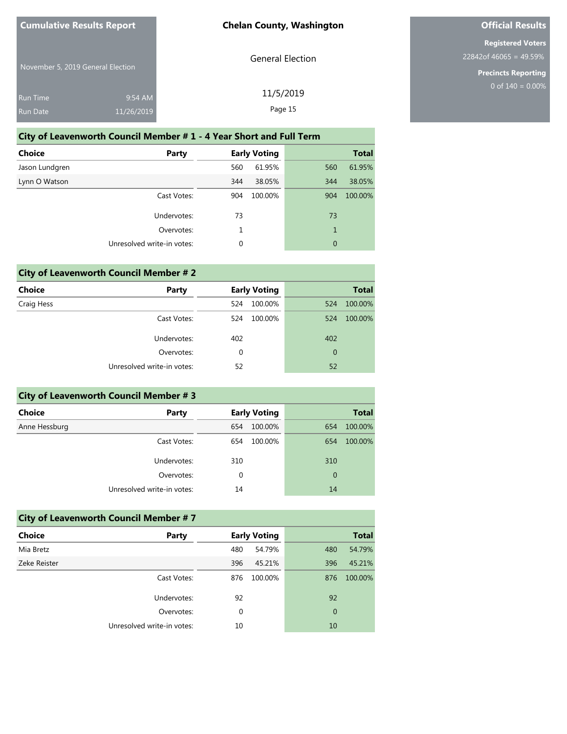## City of Leavenworth Council Member # 1 - 4 Year Short and Full Term

| Choice | Party | Early Voting | | Total | |
|---|---|---|---|---|---|
| Jason Lundgren | | 560 | 61.95% | 560 | 61.95% |
| Lynn O Watson | | 344 | 38.05% | 344 | 38.05% |
| | Cast Votes: | 904 | 100.00% | 904 | 100.00% |
| | Undervotes: | 73 | | 73 | |
| | Overvotes: | 1 | | 1 | |
| | Unresolved write-in votes: | 0 | | 0 | |

## City of Leavenworth Council Member # 2

| Choice | Party | Early Voting | | Total | |
|---|---|---|---|---|---|
| Craig Hess | | 524 | 100.00% | 524 | 100.00% |
| | Cast Votes: | 524 | 100.00% | 524 | 100.00% |
| | Undervotes: | 402 | | 402 | |
| | Overvotes: | 0 | | 0 | |
| | Unresolved write-in votes: | 52 | | 52 | |

## City of Leavenworth Council Member # 3

| Choice | Party | Early Voting | | Total | |
|---|---|---|---|---|---|
| Anne Hessburg | | 654 | 100.00% | 654 | 100.00% |
| | Cast Votes: | 654 | 100.00% | 654 | 100.00% |
| | Undervotes: | 310 | | 310 | |
| | Overvotes: | 0 | | 0 | |
| | Unresolved write-in votes: | 14 | | 14 | |

## City of Leavenworth Council Member # 7

| Choice | Party | Early Voting | | Total | |
|---|---|---|---|---|---|
| Mia Bretz | | 480 | 54.79% | 480 | 54.79% |
| Zeke Reister | | 396 | 45.21% | 396 | 45.21% |
| | Cast Votes: | 876 | 100.00% | 876 | 100.00% |
| | Undervotes: | 92 | | 92 | |
| | Overvotes: | 0 | | 0 | |
| | Unresolved write-in votes: | 10 | | 10 | |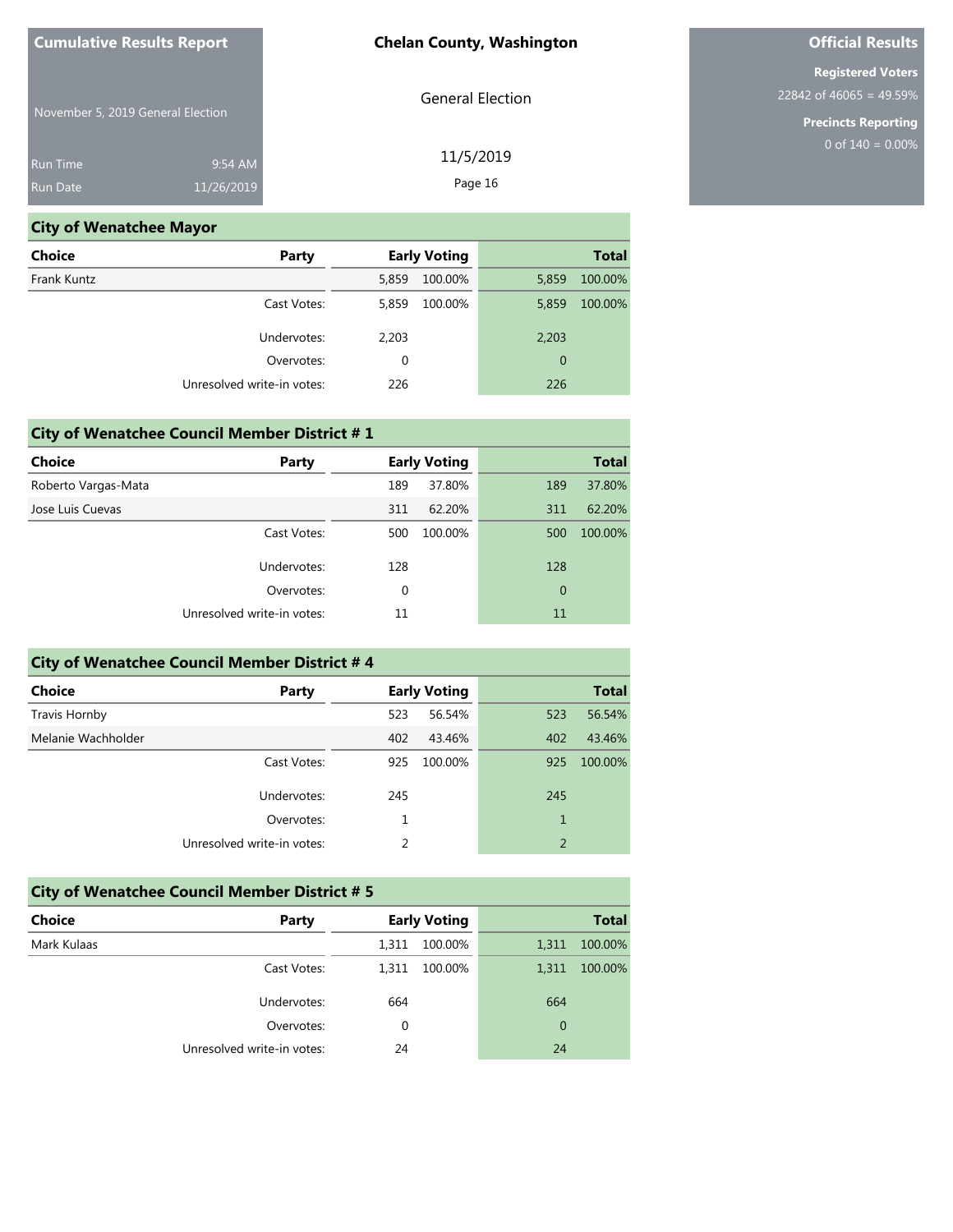**Cumulative Results Report**

November 5, 2019 General Election

Run Time 9:54 AM
Run Date 11/26/2019

**Chelan County, Washington**

General Election

11/5/2019

**Official Results**

**Registered Voters**
22842 of 46065 = 49.59%

**Precincts Reporting**
0 of 140 = 0.00%

## City of Wenatchee Mayor

| Choice | Party | Early Voting | | Total | |
|---|---|---|---|---|---|
| Frank Kuntz | | 5,859 | 100.00% | 5,859 | 100.00% |
| | Cast Votes: | 5,859 | 100.00% | 5,859 | 100.00% |
| | Undervotes: | 2,203 | | 2,203 | |
| | Overvotes: | 0 | | 0 | |
| | Unresolved write-in votes: | 226 | | 226 | |

## City of Wenatchee Council Member District # 1

| Choice | Party | Early Voting | | Total | |
|---|---|---|---|---|---|
| Roberto Vargas-Mata | | 189 | 37.80% | 189 | 37.80% |
| Jose Luis Cuevas | | 311 | 62.20% | 311 | 62.20% |
| | Cast Votes: | 500 | 100.00% | 500 | 100.00% |
| | Undervotes: | 128 | | 128 | |
| | Overvotes: | 0 | | 0 | |
| | Unresolved write-in votes: | 11 | | 11 | |

## City of Wenatchee Council Member District # 4

| Choice | Party | Early Voting | | Total | |
|---|---|---|---|---|---|
| Travis Hornby | | 523 | 56.54% | 523 | 56.54% |
| Melanie Wachholder | | 402 | 43.46% | 402 | 43.46% |
| | Cast Votes: | 925 | 100.00% | 925 | 100.00% |
| | Undervotes: | 245 | | 245 | |
| | Overvotes: | 1 | | 1 | |
| | Unresolved write-in votes: | 2 | | 2 | |

## City of Wenatchee Council Member District # 5

| Choice | Party | Early Voting | | Total | |
|---|---|---|---|---|---|
| Mark Kulaas | | 1,311 | 100.00% | 1,311 | 100.00% |
| | Cast Votes: | 1,311 | 100.00% | 1,311 | 100.00% |
| | Undervotes: | 664 | | 664 | |
| | Overvotes: | 0 | | 0 | |
| | Unresolved write-in votes: | 24 | | 24 | |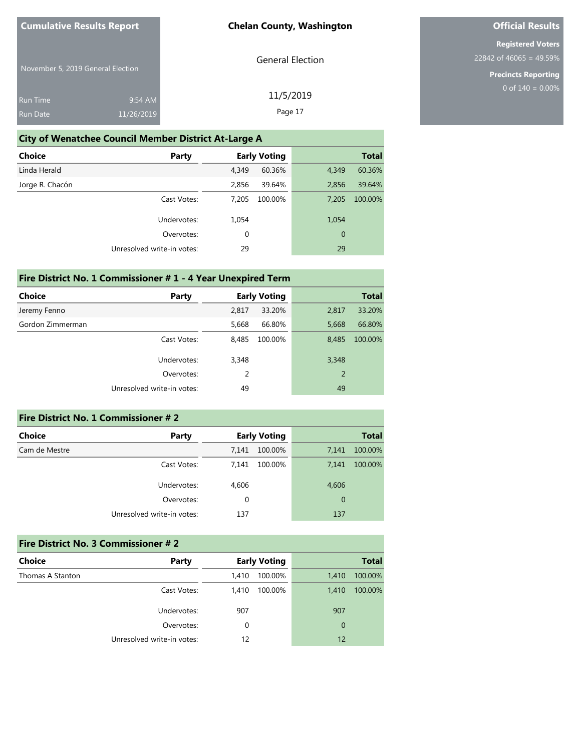**Cumulative Results Report**

November 5, 2019 General Election

Run Time 9:54 AM

Run Date 11/26/2019

**Chelan County, Washington**

General Election

11/5/2019

**Official Results**

**Registered Voters**

22842 of 46065 = 49.59%

**Precincts Reporting**

0 of 140 = 0.00%

## City of Wenatchee Council Member District At-Large A

| Choice | Party | Early Voting | | Total | |
|---|---|---|---|---|---|
| Linda Herald | | 4,349 | 60.36% | 4,349 | 60.36% |
| Jorge R. Chacón | | 2,856 | 39.64% | 2,856 | 39.64% |
| | Cast Votes: | 7,205 | 100.00% | 7,205 | 100.00% |
| | Undervotes: | 1,054 | | 1,054 | |
| | Overvotes: | 0 | | 0 | |
| | Unresolved write-in votes: | 29 | | 29 | |

## Fire District No. 1 Commissioner # 1 - 4 Year Unexpired Term

| Choice | Party | Early Voting | | Total | |
|---|---|---|---|---|---|
| Jeremy Fenno | | 2,817 | 33.20% | 2,817 | 33.20% |
| Gordon Zimmerman | | 5,668 | 66.80% | 5,668 | 66.80% |
| | Cast Votes: | 8,485 | 100.00% | 8,485 | 100.00% |
| | Undervotes: | 3,348 | | 3,348 | |
| | Overvotes: | 2 | | 2 | |
| | Unresolved write-in votes: | 49 | | 49 | |

## Fire District No. 1 Commissioner # 2

| Choice | Party | Early Voting | | Total | |
|---|---|---|---|---|---|
| Cam de Mestre | | 7,141 | 100.00% | 7,141 | 100.00% |
| | Cast Votes: | 7,141 | 100.00% | 7,141 | 100.00% |
| | Undervotes: | 4,606 | | 4,606 | |
| | Overvotes: | 0 | | 0 | |
| | Unresolved write-in votes: | 137 | | 137 | |

## Fire District No. 3 Commissioner # 2

| Choice | Party | Early Voting | | Total | |
|---|---|---|---|---|---|
| Thomas A Stanton | | 1,410 | 100.00% | 1,410 | 100.00% |
| | Cast Votes: | 1,410 | 100.00% | 1,410 | 100.00% |
| | Undervotes: | 907 | | 907 | |
| | Overvotes: | 0 | | 0 | |
| | Unresolved write-in votes: | 12 | | 12 | |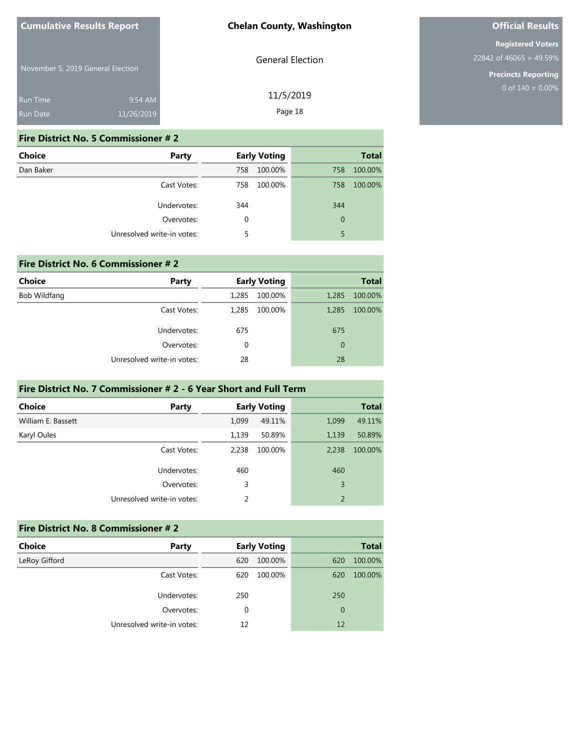## Fire District No. 5 Commissioner # 2

| Choice | Party | Early Voting | | Total | |
|---|---|---|---|---|---|
| Dan Baker | | 758 | 100.00% | 758 | 100.00% |
| | Cast Votes: | 758 | 100.00% | 758 | 100.00% |
| | Undervotes: | 344 | | 344 | |
| | Overvotes: | 0 | | 0 | |
| | Unresolved write-in votes: | 5 | | 5 | |

## Fire District No. 6 Commissioner # 2

| Choice | Party | Early Voting | | Total | |
|---|---|---|---|---|---|
| Bob Wildfang | | 1,285 | 100.00% | 1,285 | 100.00% |
| | Cast Votes: | 1,285 | 100.00% | 1,285 | 100.00% |
| | Undervotes: | 675 | | 675 | |
| | Overvotes: | 0 | | 0 | |
| | Unresolved write-in votes: | 28 | | 28 | |

## Fire District No. 7 Commissioner # 2 - 6 Year Short and Full Term

| Choice | Party | Early Voting | | Total | |
|---|---|---|---|---|---|
| William E. Bassett | | 1,099 | 49.11% | 1,099 | 49.11% |
| Karyl Oules | | 1,139 | 50.89% | 1,139 | 50.89% |
| | Cast Votes: | 2,238 | 100.00% | 2,238 | 100.00% |
| | Undervotes: | 460 | | 460 | |
| | Overvotes: | 3 | | 3 | |
| | Unresolved write-in votes: | 2 | | 2 | |

## Fire District No. 8 Commissioner # 2

| Choice | Party | Early Voting | | Total | |
|---|---|---|---|---|---|
| LeRoy Gifford | | 620 | 100.00% | 620 | 100.00% |
| | Cast Votes: | 620 | 100.00% | 620 | 100.00% |
| | Undervotes: | 250 | | 250 | |
| | Overvotes: | 0 | | 0 | |
| | Unresolved write-in votes: | 12 | | 12 | |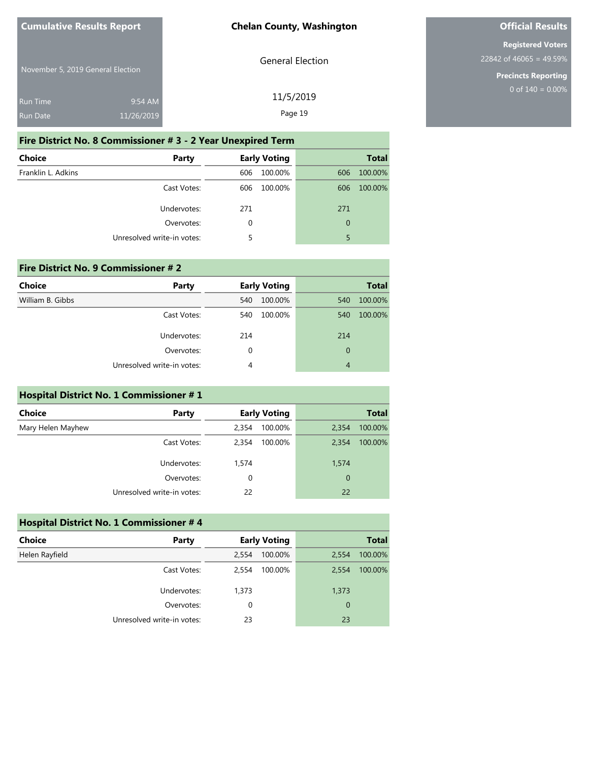## Fire District No. 8 Commissioner # 3 - 2 Year Unexpired Term

| Choice | Party | Early Voting | | Total | |
|---|---|---|---|---|---|
| Franklin L. Adkins | | 606 | 100.00% | 606 | 100.00% |
| | Cast Votes: | 606 | 100.00% | 606 | 100.00% |
| | Undervotes: | 271 | | 271 | |
| | Overvotes: | 0 | | 0 | |
| | Unresolved write-in votes: | 5 | | 5 | |

## Fire District No. 9 Commissioner # 2

| Choice | Party | Early Voting | | Total | |
|---|---|---|---|---|---|
| William B. Gibbs | | 540 | 100.00% | 540 | 100.00% |
| | Cast Votes: | 540 | 100.00% | 540 | 100.00% |
| | Undervotes: | 214 | | 214 | |
| | Overvotes: | 0 | | 0 | |
| | Unresolved write-in votes: | 4 | | 4 | |

## Hospital District No. 1 Commissioner # 1

| Choice | Party | Early Voting | | Total | |
|---|---|---|---|---|---|
| Mary Helen Mayhew | | 2,354 | 100.00% | 2,354 | 100.00% |
| | Cast Votes: | 2,354 | 100.00% | 2,354 | 100.00% |
| | Undervotes: | 1,574 | | 1,574 | |
| | Overvotes: | 0 | | 0 | |
| | Unresolved write-in votes: | 22 | | 22 | |

## Hospital District No. 1 Commissioner # 4

| Choice | Party | Early Voting | | Total | |
|---|---|---|---|---|---|
| Helen Rayfield | | 2,554 | 100.00% | 2,554 | 100.00% |
| | Cast Votes: | 2,554 | 100.00% | 2,554 | 100.00% |
| | Undervotes: | 1,373 | | 1,373 | |
| | Overvotes: | 0 | | 0 | |
| | Unresolved write-in votes: | 23 | | 23 | |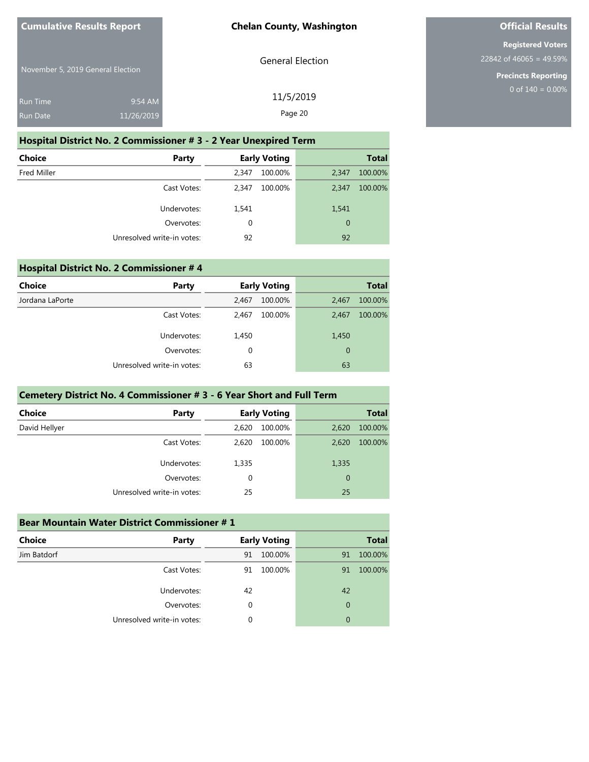Cumulative Results Report

November 5, 2019 General Election

Run Time 9:54 AM

Run Date 11/26/2019

Chelan County, Washington

General Election

11/5/2019

Official Results

Registered Voters
22842 of 46065 = 49.59%

Precincts Reporting
0 of 140 = 0.00%

## Hospital District No. 2 Commissioner # 3 - 2 Year Unexpired Term

| Choice | Party | Early Voting | | Total | |
|---|---|---|---|---|---|
| Fred Miller | | 2,347 | 100.00% | 2,347 | 100.00% |
| | Cast Votes: | 2,347 | 100.00% | 2,347 | 100.00% |
| | Undervotes: | 1,541 | | 1,541 | |
| | Overvotes: | 0 | | 0 | |
| | Unresolved write-in votes: | 92 | | 92 | |

## Hospital District No. 2 Commissioner # 4

| Choice | Party | Early Voting | | Total | |
|---|---|---|---|---|---|
| Jordana LaPorte | | 2,467 | 100.00% | 2,467 | 100.00% |
| | Cast Votes: | 2,467 | 100.00% | 2,467 | 100.00% |
| | Undervotes: | 1,450 | | 1,450 | |
| | Overvotes: | 0 | | 0 | |
| | Unresolved write-in votes: | 63 | | 63 | |

## Cemetery District No. 4 Commissioner # 3 - 6 Year Short and Full Term

| Choice | Party | Early Voting | | Total | |
|---|---|---|---|---|---|
| David Hellyer | | 2,620 | 100.00% | 2,620 | 100.00% |
| | Cast Votes: | 2,620 | 100.00% | 2,620 | 100.00% |
| | Undervotes: | 1,335 | | 1,335 | |
| | Overvotes: | 0 | | 0 | |
| | Unresolved write-in votes: | 25 | | 25 | |

## Bear Mountain Water District Commissioner # 1

| Choice | Party | Early Voting | | Total | |
|---|---|---|---|---|---|
| Jim Batdorf | | 91 | 100.00% | 91 | 100.00% |
| | Cast Votes: | 91 | 100.00% | 91 | 100.00% |
| | Undervotes: | 42 | | 42 | |
| | Overvotes: | 0 | | 0 | |
| | Unresolved write-in votes: | 0 | | 0 | |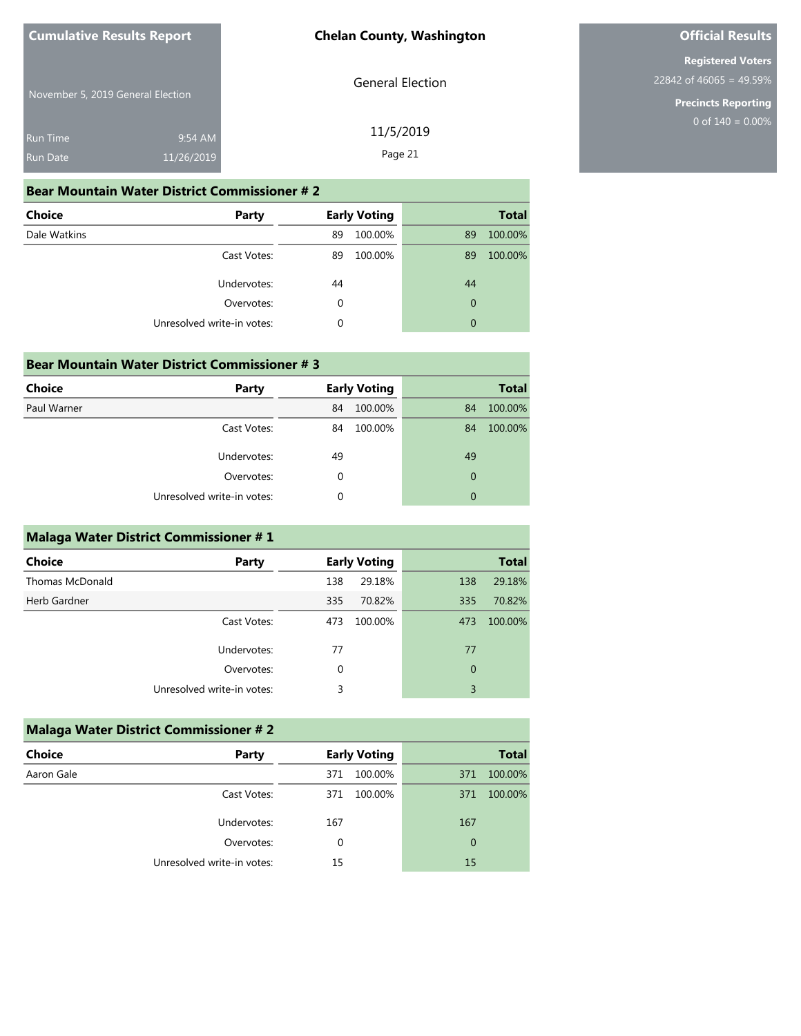## Bear Mountain Water District Commissioner # 2

| Choice | Party | Early Voting | | Total | |
|---|---|---|---|---|---|
| Dale Watkins | | 89 | 100.00% | 89 | 100.00% |
| | Cast Votes: | 89 | 100.00% | 89 | 100.00% |
| | Undervotes: | 44 | | 44 | |
| | Overvotes: | 0 | | 0 | |
| | Unresolved write-in votes: | 0 | | 0 | |

## Bear Mountain Water District Commissioner # 3

| Choice | Party | Early Voting | | Total | |
|---|---|---|---|---|---|
| Paul Warner | | 84 | 100.00% | 84 | 100.00% |
| | Cast Votes: | 84 | 100.00% | 84 | 100.00% |
| | Undervotes: | 49 | | 49 | |
| | Overvotes: | 0 | | 0 | |
| | Unresolved write-in votes: | 0 | | 0 | |

## Malaga Water District Commissioner # 1

| Choice | Party | Early Voting | | Total | |
|---|---|---|---|---|---|
| Thomas McDonald | | 138 | 29.18% | 138 | 29.18% |
| Herb Gardner | | 335 | 70.82% | 335 | 70.82% |
| | Cast Votes: | 473 | 100.00% | 473 | 100.00% |
| | Undervotes: | 77 | | 77 | |
| | Overvotes: | 0 | | 0 | |
| | Unresolved write-in votes: | 3 | | 3 | |

## Malaga Water District Commissioner # 2

| Choice | Party | Early Voting | | Total | |
|---|---|---|---|---|---|
| Aaron Gale | | 371 | 100.00% | 371 | 100.00% |
| | Cast Votes: | 371 | 100.00% | 371 | 100.00% |
| | Undervotes: | 167 | | 167 | |
| | Overvotes: | 0 | | 0 | |
| | Unresolved write-in votes: | 15 | | 15 | |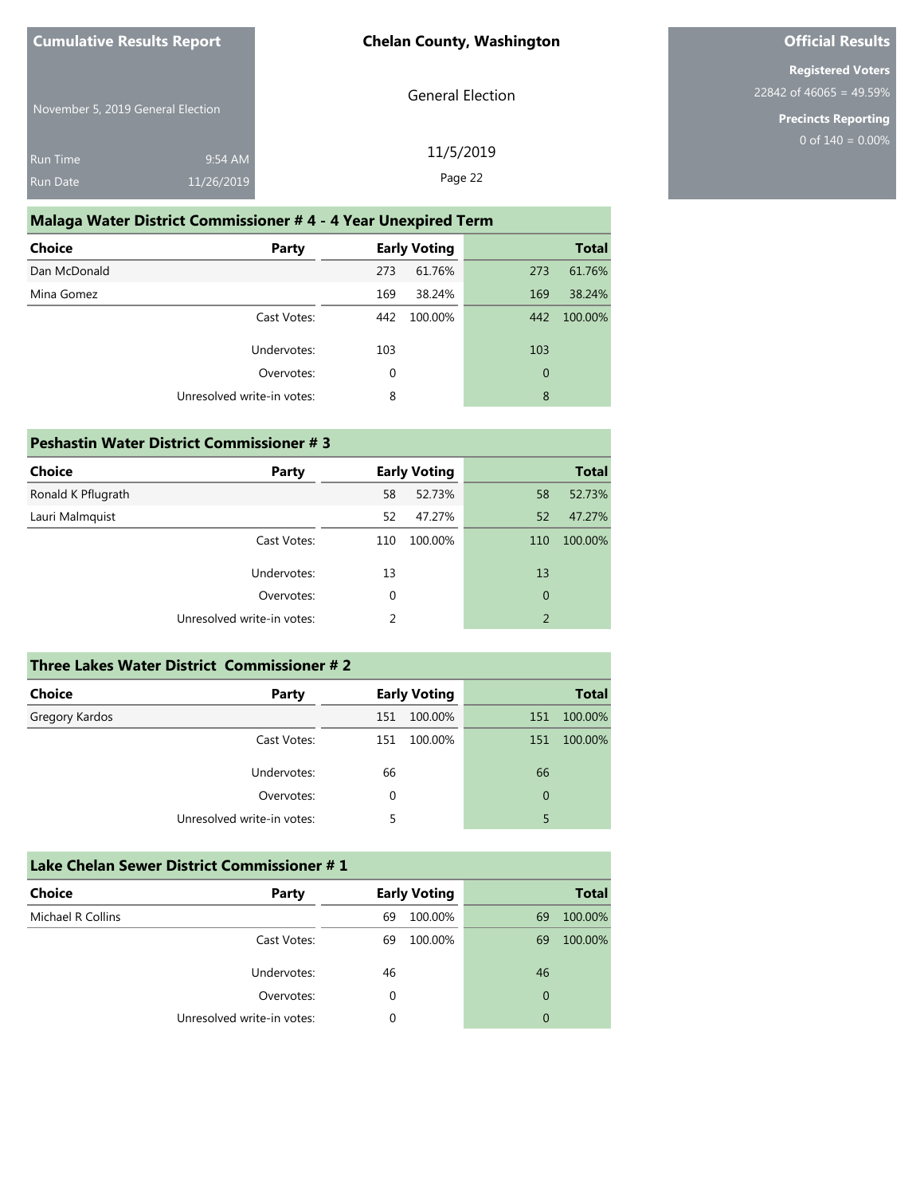## Malaga Water District Commissioner # 4 - 4 Year Unexpired Term

| Choice | Party | Early Voting | | Total | |
|---|---|---|---|---|---|
| Dan McDonald | | 273 | 61.76% | 273 | 61.76% |
| Mina Gomez | | 169 | 38.24% | 169 | 38.24% |
| | Cast Votes: | 442 | 100.00% | 442 | 100.00% |
| | Undervotes: | 103 | | 103 | |
| | Overvotes: | 0 | | 0 | |
| | Unresolved write-in votes: | 8 | | 8 | |

## Peshastin Water District Commissioner # 3

| Choice | Party | Early Voting | | Total | |
|---|---|---|---|---|---|
| Ronald K Pflugrath | | 58 | 52.73% | 58 | 52.73% |
| Lauri Malmquist | | 52 | 47.27% | 52 | 47.27% |
| | Cast Votes: | 110 | 100.00% | 110 | 100.00% |
| | Undervotes: | 13 | | 13 | |
| | Overvotes: | 0 | | 0 | |
| | Unresolved write-in votes: | 2 | | 2 | |

## Three Lakes Water District Commissioner # 2

| Choice | Party | Early Voting | | Total | |
|---|---|---|---|---|---|
| Gregory Kardos | | 151 | 100.00% | 151 | 100.00% |
| | Cast Votes: | 151 | 100.00% | 151 | 100.00% |
| | Undervotes: | 66 | | 66 | |
| | Overvotes: | 0 | | 0 | |
| | Unresolved write-in votes: | 5 | | 5 | |

## Lake Chelan Sewer District Commissioner # 1

| Choice | Party | Early Voting | | Total | |
|---|---|---|---|---|---|
| Michael R Collins | | 69 | 100.00% | 69 | 100.00% |
| | Cast Votes: | 69 | 100.00% | 69 | 100.00% |
| | Undervotes: | 46 | | 46 | |
| | Overvotes: | 0 | | 0 | |
| | Unresolved write-in votes: | 0 | | 0 | |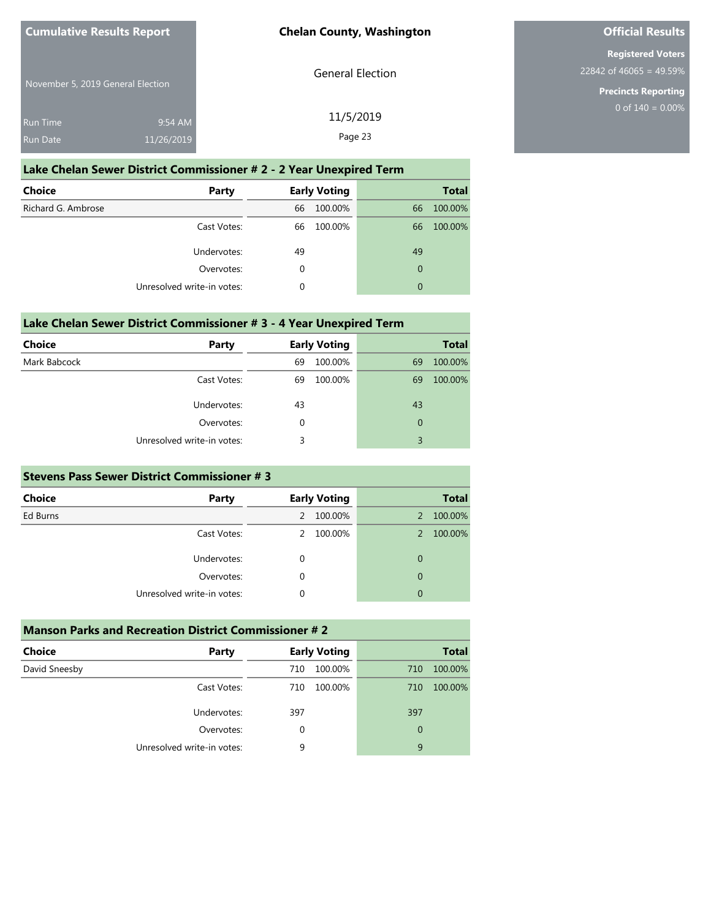## Lake Chelan Sewer District Commissioner # 2 - 2 Year Unexpired Term

| Choice | Party | Early Voting | | Total | |
|---|---|---|---|---|---|
| Richard G. Ambrose | | 66 | 100.00% | 66 | 100.00% |
| | Cast Votes: | 66 | 100.00% | 66 | 100.00% |
| | Undervotes: | 49 | | 49 | |
| | Overvotes: | 0 | | 0 | |
| | Unresolved write-in votes: | 0 | | 0 | |

## Lake Chelan Sewer District Commissioner # 3 - 4 Year Unexpired Term

| Choice | Party | Early Voting | | Total | |
|---|---|---|---|---|---|
| Mark Babcock | | 69 | 100.00% | 69 | 100.00% |
| | Cast Votes: | 69 | 100.00% | 69 | 100.00% |
| | Undervotes: | 43 | | 43 | |
| | Overvotes: | 0 | | 0 | |
| | Unresolved write-in votes: | 3 | | 3 | |

## Stevens Pass Sewer District Commissioner # 3

| Choice | Party | Early Voting | | Total | |
|---|---|---|---|---|---|
| Ed Burns | | 2 | 100.00% | 2 | 100.00% |
| | Cast Votes: | 2 | 100.00% | 2 | 100.00% |
| | Undervotes: | 0 | | 0 | |
| | Overvotes: | 0 | | 0 | |
| | Unresolved write-in votes: | 0 | | 0 | |

## Manson Parks and Recreation District Commissioner # 2

| Choice | Party | Early Voting | | Total | |
|---|---|---|---|---|---|
| David Sneesby | | 710 | 100.00% | 710 | 100.00% |
| | Cast Votes: | 710 | 100.00% | 710 | 100.00% |
| | Undervotes: | 397 | | 397 | |
| | Overvotes: | 0 | | 0 | |
| | Unresolved write-in votes: | 9 | | 9 | |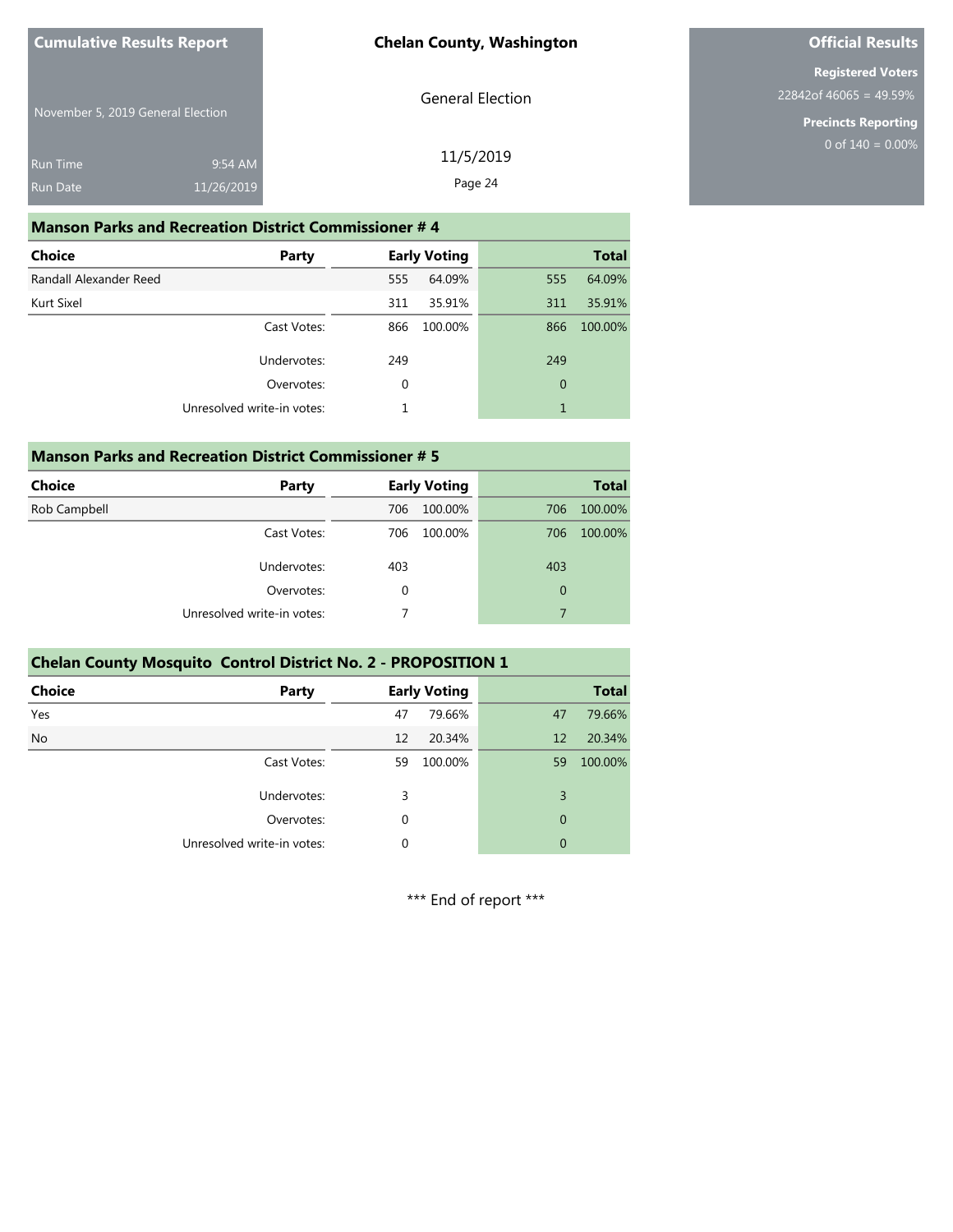## Manson Parks and Recreation District Commissioner # 4

| Choice | Party | Early Voting | | Total | |
|---|---|---|---|---|---|
| Randall Alexander Reed | | 555 | 64.09% | 555 | 64.09% |
| Kurt Sixel | | 311 | 35.91% | 311 | 35.91% |
| | Cast Votes: | 866 | 100.00% | 866 | 100.00% |
| | Undervotes: | 249 | | 249 | |
| | Overvotes: | 0 | | 0 | |
| | Unresolved write-in votes: | 1 | | 1 | |

## Manson Parks and Recreation District Commissioner # 5

| Choice | Party | Early Voting | | Total | |
|---|---|---|---|---|---|
| Rob Campbell | | 706 | 100.00% | 706 | 100.00% |
| | Cast Votes: | 706 | 100.00% | 706 | 100.00% |
| | Undervotes: | 403 | | 403 | |
| | Overvotes: | 0 | | 0 | |
| | Unresolved write-in votes: | 7 | | 7 | |

## Chelan County Mosquito Control District No. 2 - PROPOSITION 1

| Choice | Party | Early Voting | | Total | |
|---|---|---|---|---|---|
| Yes | | 47 | 79.66% | 47 | 79.66% |
| No | | 12 | 20.34% | 12 | 20.34% |
| | Cast Votes: | 59 | 100.00% | 59 | 100.00% |
| | Undervotes: | 3 | | 3 | |
| | Overvotes: | 0 | | 0 | |
| | Unresolved write-in votes: | 0 | | 0 | |

*** End of report ***